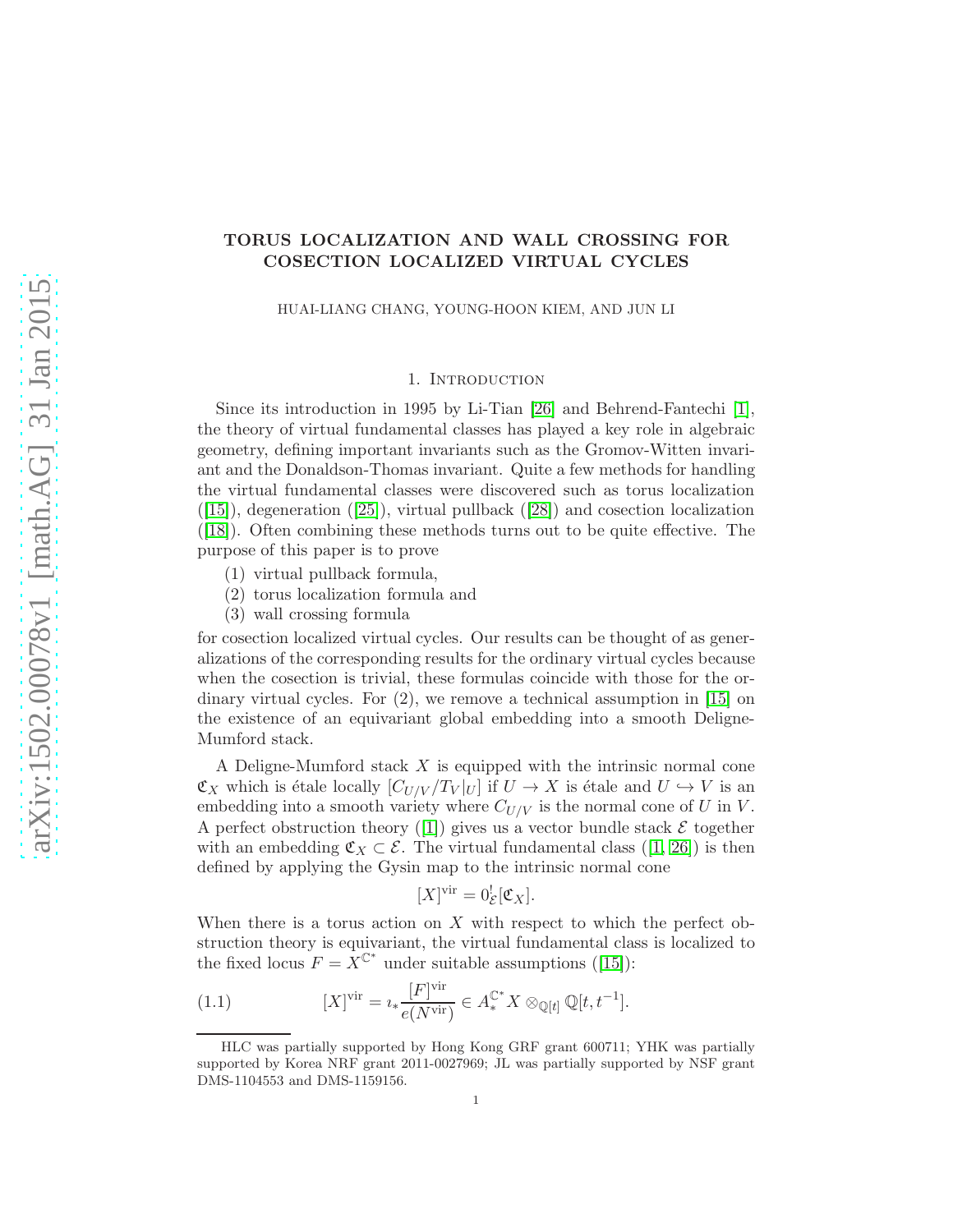# TORUS LOCALIZATION AND WALL CROSSING FOR COSECTION LOCALIZED VIRTUAL CYCLES

HUAI-LIANG CHANG, YOUNG-HOON KIEM, AND JUN LI

## 1. Introduction

Since its introduction in 1995 by Li-Tian [26] and Behrend-Fantechi [1], the theory of virtual fundamental classes has played a key role in algebraic geometry, defining important invariants such as the Gromov-Witten invariant and the Donaldson-Thomas invariant. Quite a few methods for handling the virtual fundamental classes were discovered such as torus localization ([15]), degeneration ([25]), virtual pullback ([28]) and cosection localization ([18]). Often combining these methods turns out to be quite effective. The purpose of this paper is to prove

1. virtual pullback formula,
2. torus localization formula and
3. wall crossing formula

for cosection localized virtual cycles. Our results can be thought of as generalizations of the corresponding results for the ordinary virtual cycles because when the cosection is trivial, these formulas coincide with those for the ordinary virtual cycles. For (2), we remove a technical assumption in [15] on the existence of an equivariant global embedding into a smooth Deligne-Mumford stack.

A Deligne-Mumford stack $X$ is equipped with the intrinsic normal cone $\mathfrak{C}_X$ which is étale locally $[C_{U/V}/T_V|_U]$ if $U \to X$ is étale and $U \hookrightarrow V$ is an embedding into a smooth variety where $C_{U/V}$ is the normal cone of $U$ in $V$. A perfect obstruction theory ([1]) gives us a vector bundle stack $\mathcal{E}$ together with an embedding $\mathfrak{C}_X \subset \mathcal{E}$. The virtual fundamental class ([1, 26]) is then defined by applying the Gysin map to the intrinsic normal cone

$$[X]^{\mathrm{vir}} = 0^!_{\mathcal{E}}[\mathfrak{C}_X].$$

When there is a torus action on $X$ with respect to which the perfect obstruction theory is equivariant, the virtual fundamental class is localized to the fixed locus $F = X^{\mathbb{C}^*}$ under suitable assumptions ([15]):

$$[X]^{\mathrm{vir}} = \imath_* \frac{[F]^{\mathrm{vir}}}{e(N^{\mathrm{vir}})} \in A^{\mathbb{C}^*}_* X \otimes_{\mathbb{Q}[t]} \mathbb{Q}[t, t^{-1}]. \tag{1.1}$$

---

HLC was partially supported by Hong Kong GRF grant 600711; YHK was partially supported by Korea NRF grant 2011-0027969; JL was partially supported by NSF grant DMS-1104553 and DMS-1159156.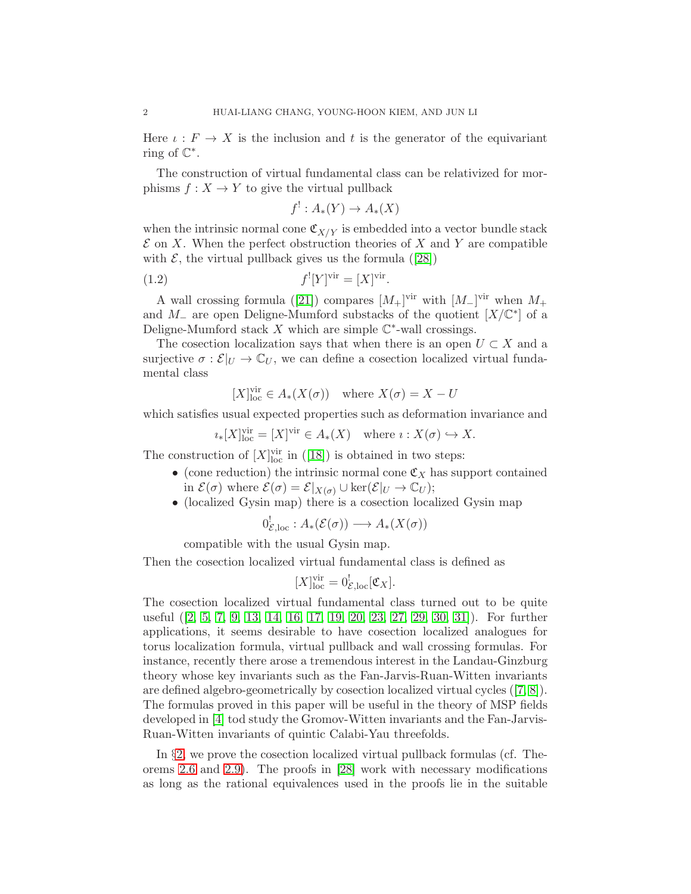Here $\imath : F \to X$ is the inclusion and $t$ is the generator of the equivariant ring of $\mathbb{C}^*$.

The construction of virtual fundamental class can be relativized for morphisms $f : X \to Y$ to give the virtual pullback

$$f^! : A_*(Y) \to A_*(X)$$

when the intrinsic normal cone $\mathfrak{C}_{X/Y}$ is embedded into a vector bundle stack $\mathcal{E}$ on $X$. When the perfect obstruction theories of $X$ and $Y$ are compatible with $\mathcal{E}$, the virtual pullback gives us the formula ([28])

$$f^![Y]^{\mathrm{vir}} = [X]^{\mathrm{vir}}. \tag{1.2}$$

A wall crossing formula ([21]) compares $[M_+]^{\mathrm{vir}}$ with $[M_-]^{\mathrm{vir}}$ when $M_+$ and $M_-$ are open Deligne-Mumford substacks of the quotient $[X/\mathbb{C}^*]$ of a Deligne-Mumford stack $X$ which are simple $\mathbb{C}^*$-wall crossings.

The cosection localization says that when there is an open $U \subset X$ and a surjective $\sigma : \mathcal{E}|_U \to \mathbb{C}_U$, we can define a cosection localized virtual fundamental class

$$[X]^{\mathrm{vir}}_{\mathrm{loc}} \in A_*(X(\sigma)) \quad \text{where } X(\sigma) = X - U$$

which satisfies usual expected properties such as deformation invariance and

$$\imath_*[X]^{\mathrm{vir}}_{\mathrm{loc}} = [X]^{\mathrm{vir}} \in A_*(X) \quad \text{where } \imath : X(\sigma) \hookrightarrow X.$$

The construction of $[X]^{\mathrm{vir}}_{\mathrm{loc}}$ in ([18]) is obtained in two steps:

- (cone reduction) the intrinsic normal cone $\mathfrak{C}_X$ has support contained in $\mathcal{E}(\sigma)$ where $\mathcal{E}(\sigma) = \mathcal{E}|_{X(\sigma)} \cup \ker(\mathcal{E}|_U \to \mathbb{C}_U)$;
- (localized Gysin map) there is a cosection localized Gysin map

  $$0^!_{\mathcal{E},\mathrm{loc}} : A_*(\mathcal{E}(\sigma)) \longrightarrow A_*(X(\sigma))$$

  compatible with the usual Gysin map.

Then the cosection localized virtual fundamental class is defined as

$$[X]^{\mathrm{vir}}_{\mathrm{loc}} = 0^!_{\mathcal{E},\mathrm{loc}}[\mathfrak{C}_X].$$

The cosection localized virtual fundamental class turned out to be quite useful ([2, 5, 7, 9, 13, 14, 16, 17, 19, 20, 23, 27, 29, 30, 31]). For further applications, it seems desirable to have cosection localized analogues for torus localization formula, virtual pullback and wall crossing formulas. For instance, recently there arose a tremendous interest in the Landau-Ginzburg theory whose key invariants such as the Fan-Jarvis-Ruan-Witten invariants are defined algebro-geometrically by cosection localized virtual cycles ([7, 8]). The formulas proved in this paper will be useful in the theory of MSP fields developed in [4] tod study the Gromov-Witten invariants and the Fan-Jarvis-Ruan-Witten invariants of quintic Calabi-Yau threefolds.

In §2, we prove the cosection localized virtual pullback formulas (cf. Theorems 2.6 and 2.9). The proofs in [28] work with necessary modifications as long as the rational equivalences used in the proofs lie in the suitable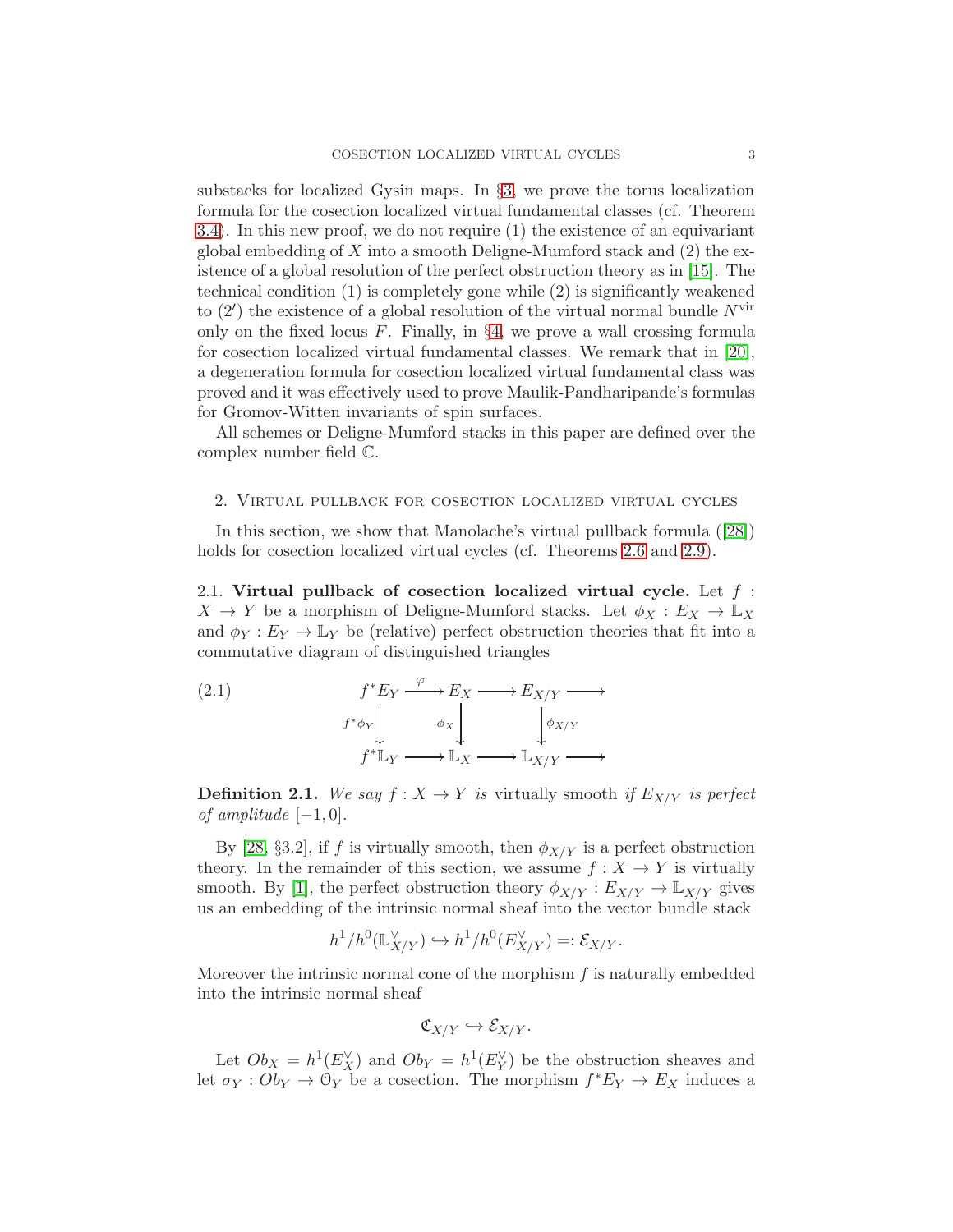substacks for localized Gysin maps. In §3, we prove the torus localization formula for the cosection localized virtual fundamental classes (cf. Theorem 3.4). In this new proof, we do not require (1) the existence of an equivariant global embedding of $X$ into a smooth Deligne-Mumford stack and (2) the existence of a global resolution of the perfect obstruction theory as in [15]. The technical condition (1) is completely gone while (2) is significantly weakened to (2′) the existence of a global resolution of the virtual normal bundle $N^{\mathrm{vir}}$ only on the fixed locus $F$. Finally, in §4, we prove a wall crossing formula for cosection localized virtual fundamental classes. We remark that in [20], a degeneration formula for cosection localized virtual fundamental class was proved and it was effectively used to prove Maulik-Pandharipande's formulas for Gromov-Witten invariants of spin surfaces.

All schemes or Deligne-Mumford stacks in this paper are defined over the complex number field $\mathbb{C}$.

## 2. Virtual pullback for cosection localized virtual cycles

In this section, we show that Manolache's virtual pullback formula ([28]) holds for cosection localized virtual cycles (cf. Theorems 2.6 and 2.9).

**2.1. Virtual pullback of cosection localized virtual cycle.** Let $f : X \to Y$ be a morphism of Deligne-Mumford stacks. Let $\phi_X : E_X \to \mathbb{L}_X$ and $\phi_Y : E_Y \to \mathbb{L}_Y$ be (relative) perfect obstruction theories that fit into a commutative diagram of distinguished triangles

$$
\begin{array}{ccccccc}
f^*E_Y & \xrightarrow{\varphi} & E_X & \longrightarrow & E_{X/Y} & \longrightarrow \\
\downarrow{\scriptstyle f^*\phi_Y} & & \downarrow{\scriptstyle \phi_X} & & \downarrow{\scriptstyle \phi_{X/Y}} & \\
f^*\mathbb{L}_Y & \longrightarrow & \mathbb{L}_X & \longrightarrow & \mathbb{L}_{X/Y} & \longrightarrow
\end{array}
\tag{2.1}
$$

**Definition 2.1.** *We say $f : X \to Y$ is* virtually smooth *if $E_{X/Y}$ is perfect of amplitude $[-1, 0]$.*

By [28, §3.2], if $f$ is virtually smooth, then $\phi_{X/Y}$ is a perfect obstruction theory. In the remainder of this section, we assume $f : X \to Y$ is virtually smooth. By [1], the perfect obstruction theory $\phi_{X/Y} : E_{X/Y} \to \mathbb{L}_{X/Y}$ gives us an embedding of the intrinsic normal sheaf into the vector bundle stack

$$h^1/h^0(\mathbb{L}_{X/Y}^\vee) \hookrightarrow h^1/h^0(E_{X/Y}^\vee) =: \mathcal{E}_{X/Y}.$$

Moreover the intrinsic normal cone of the morphism $f$ is naturally embedded into the intrinsic normal sheaf

$$\mathfrak{C}_{X/Y} \hookrightarrow \mathcal{E}_{X/Y}.$$

Let $Ob_X = h^1(E_X^\vee)$ and $Ob_Y = h^1(E_Y^\vee)$ be the obstruction sheaves and let $\sigma_Y : Ob_Y \to \mathcal{O}_Y$ be a cosection. The morphism $f^*E_Y \to E_X$ induces a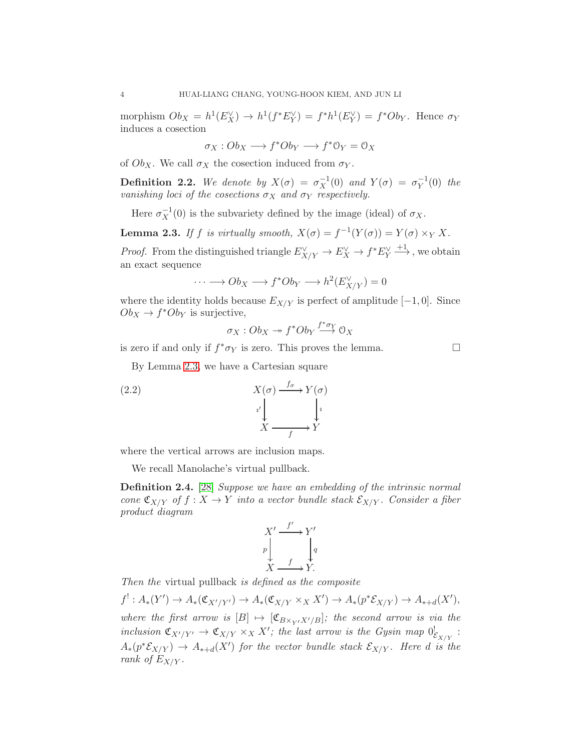morphism $Ob_X = h^1(E_X^\vee) \to h^1(f^*E_Y^\vee) = f^*h^1(E_Y^\vee) = f^*Ob_Y$. Hence $\sigma_Y$ induces a cosection

$$\sigma_X : Ob_X \longrightarrow f^*Ob_Y \longrightarrow f^*\mathcal{O}_Y = \mathcal{O}_X$$

of $Ob_X$. We call $\sigma_X$ the cosection induced from $\sigma_Y$.

**Definition 2.2.** *We denote by $X(\sigma) = \sigma_X^{-1}(0)$ and $Y(\sigma) = \sigma_Y^{-1}(0)$ the vanishing loci of the cosections $\sigma_X$ and $\sigma_Y$ respectively.*

Here $\sigma_X^{-1}(0)$ is the subvariety defined by the image (ideal) of $\sigma_X$.

**Lemma 2.3.** *If $f$ is virtually smooth, $X(\sigma) = f^{-1}(Y(\sigma)) = Y(\sigma) \times_Y X$.*

*Proof.* From the distinguished triangle $E_{X/Y}^\vee \to E_X^\vee \to f^*E_Y^\vee \xrightarrow{+1}$, we obtain an exact sequence

$$\cdots \longrightarrow Ob_X \longrightarrow f^*Ob_Y \longrightarrow h^2(E_{X/Y}^\vee) = 0$$

where the identity holds because $E_{X/Y}$ is perfect of amplitude $[-1, 0]$. Since $Ob_X \to f^*Ob_Y$ is surjective,

$$\sigma_X : Ob_X \twoheadrightarrow f^*Ob_Y \xrightarrow{f^*\sigma_Y} \mathcal{O}_X$$

is zero if and only if $f^*\sigma_Y$ is zero. This proves the lemma. □

By Lemma 2.3, we have a Cartesian square

$$\begin{array}{ccc} X(\sigma) & \xrightarrow{f_\sigma} & Y(\sigma) \\ \downarrow{\scriptstyle \imath'} & & \downarrow{\scriptstyle \imath} \\ X & \xrightarrow[f]{} & Y \end{array} \tag{2.2}$$

where the vertical arrows are inclusion maps.

We recall Manolache's virtual pullback.

**Definition 2.4.** [28] *Suppose we have an embedding of the intrinsic normal cone $\mathfrak{C}_{X/Y}$ of $f : X \to Y$ into a vector bundle stack $\mathcal{E}_{X/Y}$. Consider a fiber product diagram*

$$\begin{array}{ccc} X' & \xrightarrow{f'} & Y' \\ \downarrow{\scriptstyle p} & & \downarrow{\scriptstyle q} \\ X & \xrightarrow[f]{} & Y. \end{array}$$

*Then the* virtual pullback *is defined as the composite*

$$f^! : A_*(Y') \to A_*(\mathfrak{C}_{X'/Y'}) \to A_*(\mathfrak{C}_{X/Y} \times_X X') \to A_*(p^*\mathcal{E}_{X/Y}) \to A_{*+d}(X'),$$

*where the first arrow is $[B] \mapsto [\mathfrak{C}_{B\times_{Y'}X'/B}]$; the second arrow is via the inclusion $\mathfrak{C}_{X'/Y'} \to \mathfrak{C}_{X/Y} \times_X X'$; the last arrow is the Gysin map $0^!_{\mathcal{E}_{X/Y}} : A_*(p^*\mathcal{E}_{X/Y}) \to A_{*+d}(X')$ for the vector bundle stack $\mathcal{E}_{X/Y}$. Here $d$ is the rank of $E_{X/Y}$.*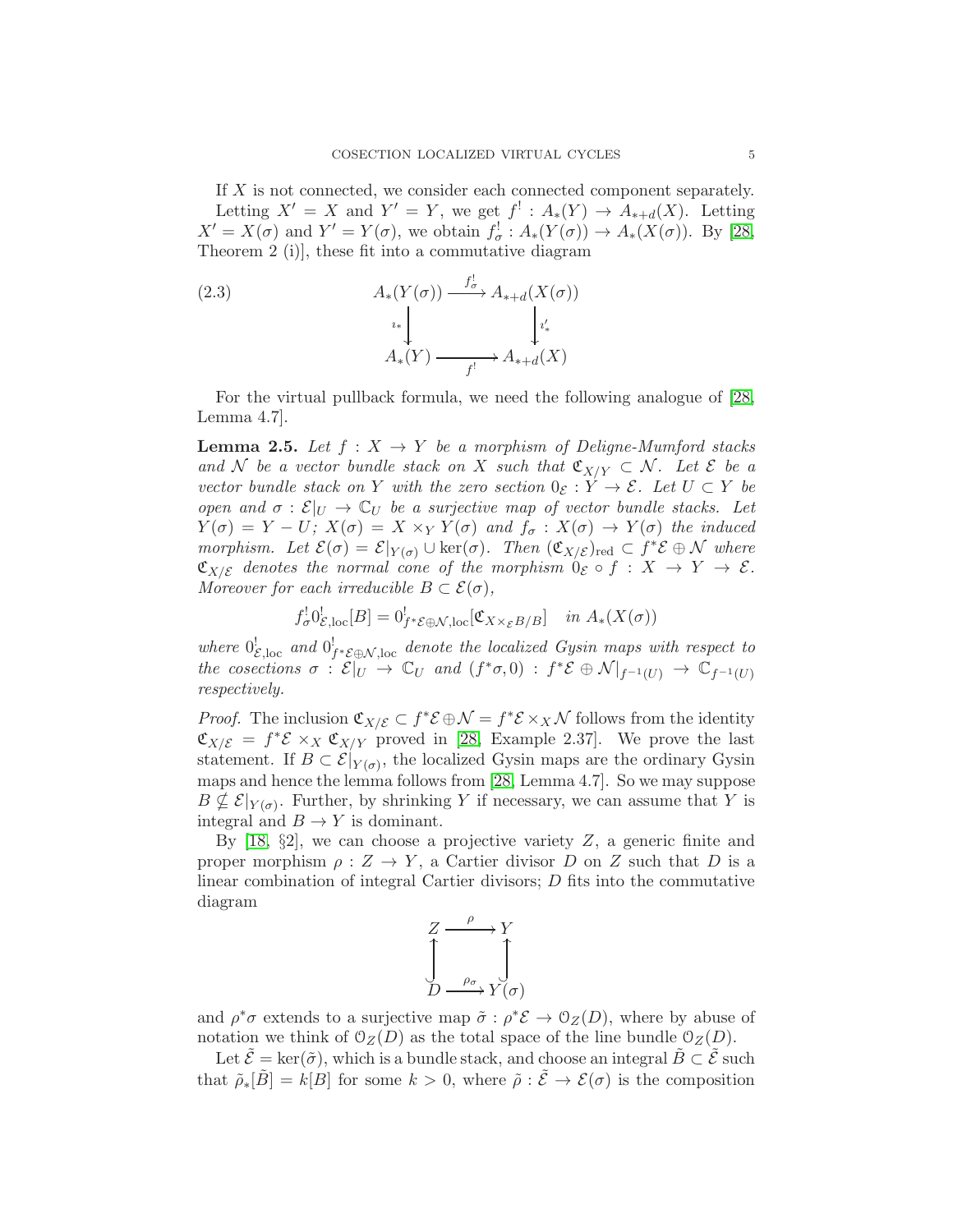If $X$ is not connected, we consider each connected component separately.

Letting $X' = X$ and $Y' = Y$, we get $f^! : A_*(Y) \to A_{*+d}(X)$. Letting $X' = X(\sigma)$ and $Y' = Y(\sigma)$, we obtain $f^!_\sigma : A_*(Y(\sigma)) \to A_*(X(\sigma))$. By [28, Theorem 2 (i)], these fit into a commutative diagram

$$\begin{array}{ccc} A_*(Y(\sigma)) & \xrightarrow{f^!_\sigma} & A_{*+d}(X(\sigma)) \\ \downarrow{\scriptstyle \imath_*} & & \downarrow{\scriptstyle \imath'_*} \\ A_*(Y) & \xrightarrow{f^!} & A_{*+d}(X) \end{array} \tag{2.3}$$

For the virtual pullback formula, we need the following analogue of [28, Lemma 4.7].

**Lemma 2.5.** *Let $f : X \to Y$ be a morphism of Deligne-Mumford stacks and $\mathcal{N}$ be a vector bundle stack on $X$ such that $\mathfrak{C}_{X/Y} \subset \mathcal{N}$. Let $\mathcal{E}$ be a vector bundle stack on $Y$ with the zero section $0_\mathcal{E} : Y \to \mathcal{E}$. Let $U \subset Y$ be open and $\sigma : \mathcal{E}|_U \to \mathbb{C}_U$ be a surjective map of vector bundle stacks. Let $Y(\sigma) = Y - U$; $X(\sigma) = X \times_Y Y(\sigma)$ and $f_\sigma : X(\sigma) \to Y(\sigma)$ the induced morphism. Let $\mathcal{E}(\sigma) = \mathcal{E}|_{Y(\sigma)} \cup \ker(\sigma)$. Then $(\mathfrak{C}_{X/\mathcal{E}})_{\mathrm{red}} \subset f^*\mathcal{E} \oplus \mathcal{N}$ where $\mathfrak{C}_{X/\mathcal{E}}$ denotes the normal cone of the morphism $0_\mathcal{E} \circ f : X \to Y \to \mathcal{E}$. Moreover for each irreducible $B \subset \mathcal{E}(\sigma)$,*

$$f^!_\sigma 0^!_{\mathcal{E},\mathrm{loc}}[B] = 0^!_{f^*\mathcal{E}\oplus\mathcal{N},\mathrm{loc}}[\mathfrak{C}_{X\times_\mathcal{E} B/B}] \quad \textit{in } A_*(X(\sigma))$$

*where $0^!_{\mathcal{E},\mathrm{loc}}$ and $0^!_{f^*\mathcal{E}\oplus\mathcal{N},\mathrm{loc}}$ denote the localized Gysin maps with respect to the cosections $\sigma : \mathcal{E}|_U \to \mathbb{C}_U$ and $(f^*\sigma, 0) : f^*\mathcal{E} \oplus \mathcal{N}|_{f^{-1}(U)} \to \mathbb{C}_{f^{-1}(U)}$ respectively.*

*Proof.* The inclusion $\mathfrak{C}_{X/\mathcal{E}} \subset f^*\mathcal{E} \oplus \mathcal{N} = f^*\mathcal{E} \times_X \mathcal{N}$ follows from the identity $\mathfrak{C}_{X/\mathcal{E}} = f^*\mathcal{E} \times_X \mathfrak{C}_{X/Y}$ proved in [28, Example 2.37]. We prove the last statement. If $B \subset \mathcal{E}|_{Y(\sigma)}$, the localized Gysin maps are the ordinary Gysin maps and hence the lemma follows from [28, Lemma 4.7]. So we may suppose $B \not\subseteq \mathcal{E}|_{Y(\sigma)}$. Further, by shrinking $Y$ if necessary, we can assume that $Y$ is integral and $B \to Y$ is dominant.

By [18, §2], we can choose a projective variety $Z$, a generic finite and proper morphism $\rho : Z \to Y$, a Cartier divisor $D$ on $Z$ such that $D$ is a linear combination of integral Cartier divisors; $D$ fits into the commutative diagram

$$\begin{array}{ccc} Z & \xrightarrow{\rho} & Y \\ \uparrow & & \uparrow \\ D & \xrightarrow{\rho_\sigma} & Y(\sigma) \end{array}$$

and $\rho^*\sigma$ extends to a surjective map $\tilde{\sigma} : \rho^*\mathcal{E} \to \mathcal{O}_Z(D)$, where by abuse of notation we think of $\mathcal{O}_Z(D)$ as the total space of the line bundle $\mathcal{O}_Z(D)$.

Let $\tilde{\mathcal{E}} = \ker(\tilde{\sigma})$, which is a bundle stack, and choose an integral $\tilde{B} \subset \tilde{\mathcal{E}}$ such that $\tilde{\rho}_*[\tilde{B}] = k[B]$ for some $k > 0$, where $\tilde{\rho} : \tilde{\mathcal{E}} \to \mathcal{E}(\sigma)$ is the composition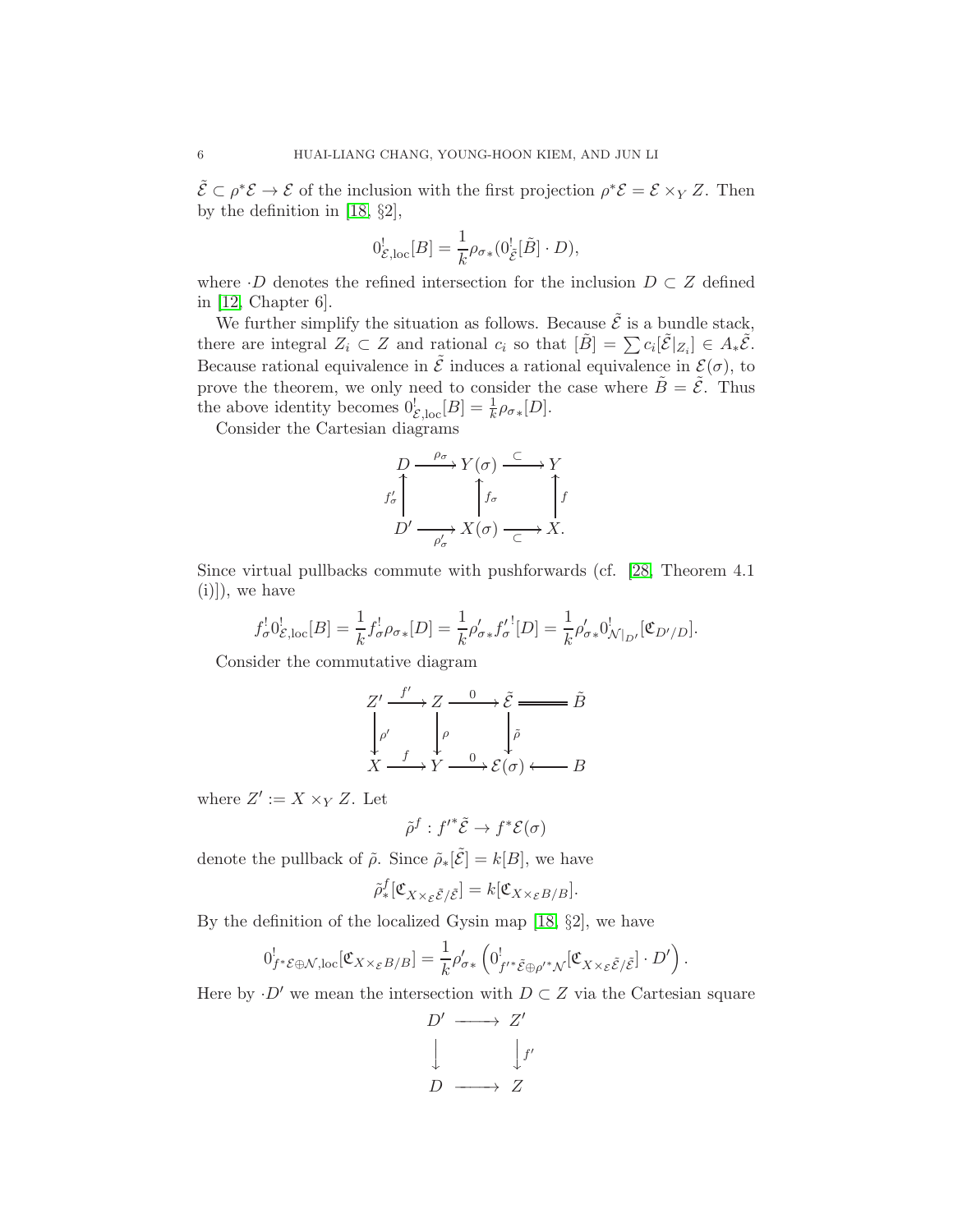$\tilde{\mathcal{E}} \subset \rho^*\mathcal{E} \to \mathcal{E}$ of the inclusion with the first projection $\rho^*\mathcal{E} = \mathcal{E} \times_Y Z$. Then by the definition in [18, §2],

$$0^!_{\mathcal{E},\mathrm{loc}}[B] = \frac{1}{k}\rho_{\sigma *}(0^!_{\tilde{\mathcal{E}}}[\tilde{B}] \cdot D),$$

where $\cdot D$ denotes the refined intersection for the inclusion $D \subset Z$ defined in [12, Chapter 6].

We further simplify the situation as follows. Because $\tilde{\mathcal{E}}$ is a bundle stack, there are integral $Z_i \subset Z$ and rational $c_i$ so that $[\tilde{B}] = \sum c_i[\tilde{\mathcal{E}}|_{Z_i}] \in A_*\tilde{\mathcal{E}}$. Because rational equivalence in $\tilde{\mathcal{E}}$ induces a rational equivalence in $\mathcal{E}(\sigma)$, to prove the theorem, we only need to consider the case where $\tilde{B} = \tilde{\mathcal{E}}$. Thus the above identity becomes $0^!_{\mathcal{E},\mathrm{loc}}[B] = \frac{1}{k}\rho_{\sigma *}[D]$.

Consider the Cartesian diagrams

$$\begin{array}{ccccc}
D & \xrightarrow{\rho_\sigma} & Y(\sigma) & \xrightarrow{\subset} & Y \\
\uparrow{\scriptstyle f'_\sigma} & & \uparrow{\scriptstyle f_\sigma} & & \uparrow{\scriptstyle f} \\
D' & \xrightarrow[\rho'_\sigma]{} & X(\sigma) & \xrightarrow[\subset]{} & X.
\end{array}$$

Since virtual pullbacks commute with pushforwards (cf. [28, Theorem 4.1 (i)]), we have

$$f^!_\sigma 0^!_{\mathcal{E},\mathrm{loc}}[B] = \frac{1}{k} f^!_\sigma \rho_{\sigma *}[D] = \frac{1}{k}\rho'_{\sigma *}{f'_\sigma}^![D] = \frac{1}{k}\rho'_{\sigma *}0^!_{\mathcal{N}|_{D'}}[\mathfrak{C}_{D'/D}].$$

Consider the commutative diagram

$$\begin{array}{ccccccc}
Z' & \xrightarrow{f'} & Z & \xrightarrow{0} & \tilde{\mathcal{E}} & = & \tilde{B} \\
\downarrow{\scriptstyle \rho'} & & \downarrow{\scriptstyle \rho} & & \downarrow{\scriptstyle \tilde{\rho}} & & \\
X & \xrightarrow{f} & Y & \xrightarrow{0} & \mathcal{E}(\sigma) & \longleftarrow & B
\end{array}$$

where $Z' := X \times_Y Z$. Let

$$\tilde{\rho}^f : f'^*\tilde{\mathcal{E}} \to f^*\mathcal{E}(\sigma)$$

denote the pullback of $\tilde{\rho}$. Since $\tilde{\rho}_*[\tilde{\mathcal{E}}] = k[B]$, we have

$$\tilde{\rho}^f_*[\mathfrak{C}_{X \times_{\mathcal{E}} \tilde{\mathcal{E}}/\tilde{\mathcal{E}}}] = k[\mathfrak{C}_{X \times_{\mathcal{E}} B/B}].$$

By the definition of the localized Gysin map [18, §2], we have

$$0^!_{f^*\mathcal{E}\oplus\mathcal{N},\mathrm{loc}}[\mathfrak{C}_{X\times_{\mathcal{E}}B/B}] = \frac{1}{k}\rho'_{\sigma *}\left(0^!_{f'^*\tilde{\mathcal{E}}\oplus\rho'^*\mathcal{N}}[\mathfrak{C}_{X\times_{\mathcal{E}}\tilde{\mathcal{E}}/\tilde{\mathcal{E}}}] \cdot D'\right).$$

Here by $\cdot D'$ we mean the intersection with $D \subset Z$ via the Cartesian square

$$\begin{array}{ccc}
D' & \longrightarrow & Z' \\
\downarrow & & \downarrow{\scriptstyle f'} \\
D & \longrightarrow & Z
\end{array}$$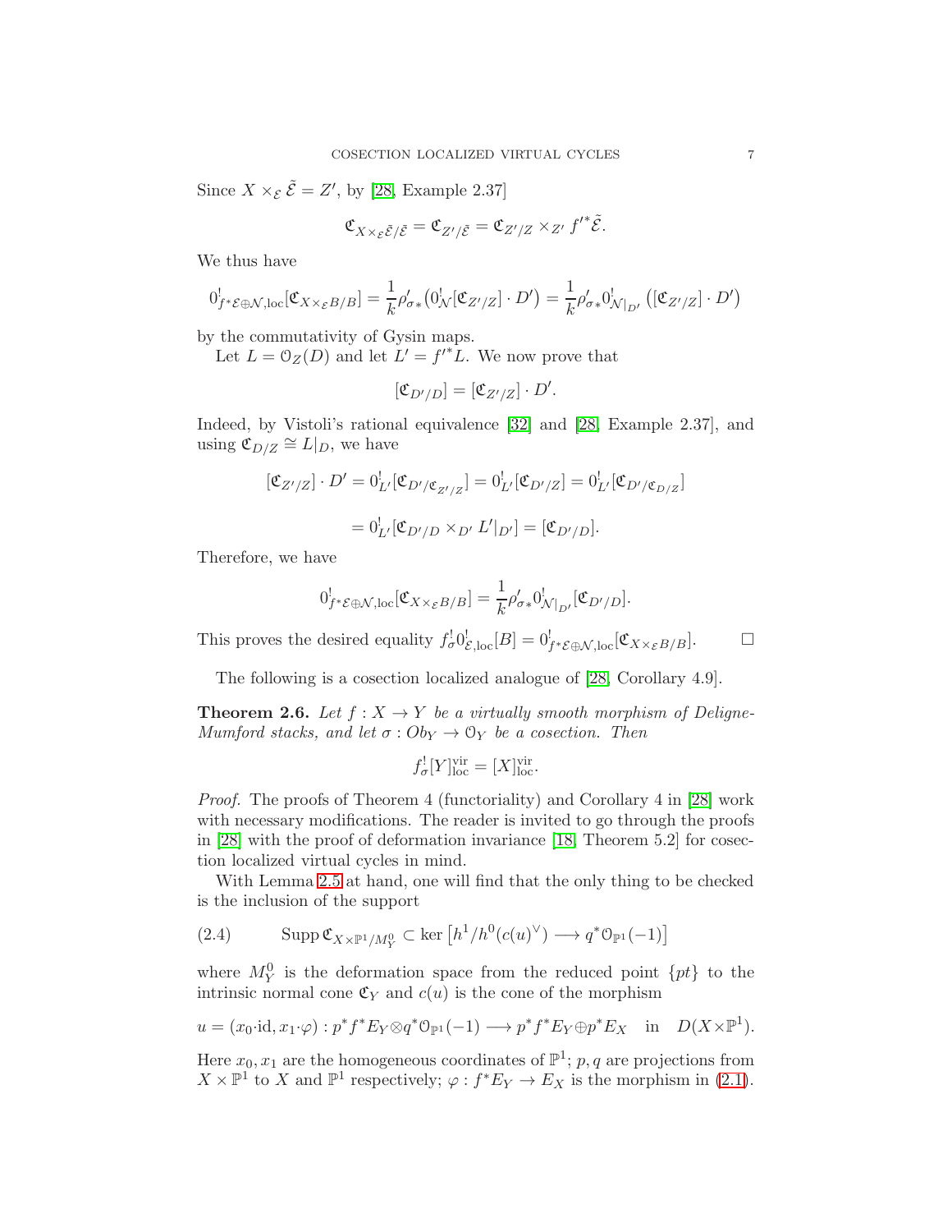Since $X \times_{\mathcal{E}} \tilde{\mathcal{E}} = Z'$, by [28, Example 2.37]

$$\mathfrak{C}_{X \times_{\mathcal{E}} \tilde{\mathcal{E}}/\tilde{\mathcal{E}}} = \mathfrak{C}_{Z'/\tilde{\mathcal{E}}} = \mathfrak{C}_{Z'/Z} \times_{Z'} f'^{*}\tilde{\mathcal{E}}.$$

We thus have

$$0^{!}_{f^*\mathcal{E}\oplus\mathcal{N},\mathrm{loc}}[\mathfrak{C}_{X\times_{\mathcal{E}}B/B}] = \frac{1}{k}\rho'_{\sigma*}\big(0^{!}_{\mathcal{N}}[\mathfrak{C}_{Z'/Z}]\cdot D'\big) = \frac{1}{k}\rho'_{\sigma*}0^{!}_{\mathcal{N}|_{D'}}\left([\mathfrak{C}_{Z'/Z}]\cdot D'\right)$$

by the commutativity of Gysin maps.

Let $L = \mathcal{O}_Z(D)$ and let $L' = f'^{*}L$. We now prove that

$$[\mathfrak{C}_{D'/D}] = [\mathfrak{C}_{Z'/Z}]\cdot D'.$$

Indeed, by Vistoli's rational equivalence [32] and [28, Example 2.37], and using $\mathfrak{C}_{D/Z} \cong L|_D$, we have

$$[\mathfrak{C}_{Z'/Z}]\cdot D' = 0^{!}_{L'}[\mathfrak{C}_{D'/\mathfrak{C}_{Z'/Z}}] = 0^{!}_{L'}[\mathfrak{C}_{D'/Z}] = 0^{!}_{L'}[\mathfrak{C}_{D'/\mathfrak{C}_{D/Z}}]$$

$$= 0^{!}_{L'}[\mathfrak{C}_{D'/D}\times_{D'} L'|_{D'}] = [\mathfrak{C}_{D'/D}].$$

Therefore, we have

$$0^{!}_{f^*\mathcal{E}\oplus\mathcal{N},\mathrm{loc}}[\mathfrak{C}_{X\times_{\mathcal{E}}B/B}] = \frac{1}{k}\rho'_{\sigma*}0^{!}_{\mathcal{N}|_{D'}}[\mathfrak{C}_{D'/D}].$$

This proves the desired equality $f^{!}_{\sigma}0^{!}_{\mathcal{E},\mathrm{loc}}[B] = 0^{!}_{f^*\mathcal{E}\oplus\mathcal{N},\mathrm{loc}}[\mathfrak{C}_{X\times_{\mathcal{E}}B/B}]$. □

The following is a cosection localized analogue of [28, Corollary 4.9].

**Theorem 2.6.** *Let $f : X \to Y$ be a virtually smooth morphism of Deligne-Mumford stacks, and let $\sigma : Ob_Y \to \mathcal{O}_Y$ be a cosection. Then*

$$f^{!}_{\sigma}[Y]^{\mathrm{vir}}_{\mathrm{loc}} = [X]^{\mathrm{vir}}_{\mathrm{loc}}.$$

*Proof.* The proofs of Theorem 4 (functoriality) and Corollary 4 in [28] work with necessary modifications. The reader is invited to go through the proofs in [28] with the proof of deformation invariance [18, Theorem 5.2] for cosection localized virtual cycles in mind.

With Lemma 2.5 at hand, one will find that the only thing to be checked is the inclusion of the support

$$\mathrm{Supp}\,\mathfrak{C}_{X\times\mathbb{P}^1/M^0_Y} \subset \ker\left[h^1/h^0(c(u)^\vee) \longrightarrow q^*\mathcal{O}_{\mathbb{P}^1}(-1)\right] \tag{2.4}$$

where $M^0_Y$ is the deformation space from the reduced point $\{pt\}$ to the intrinsic normal cone $\mathfrak{C}_Y$ and $c(u)$ is the cone of the morphism

$$u = (x_0\cdot\mathrm{id}, x_1\cdot\varphi) : p^*f^*E_Y\otimes q^*\mathcal{O}_{\mathbb{P}^1}(-1) \longrightarrow p^*f^*E_Y\oplus p^*E_X \quad \text{in} \quad D(X\times\mathbb{P}^1).$$

Here $x_0, x_1$ are the homogeneous coordinates of $\mathbb{P}^1$; $p, q$ are projections from $X\times\mathbb{P}^1$ to $X$ and $\mathbb{P}^1$ respectively; $\varphi : f^*E_Y \to E_X$ is the morphism in (2.1).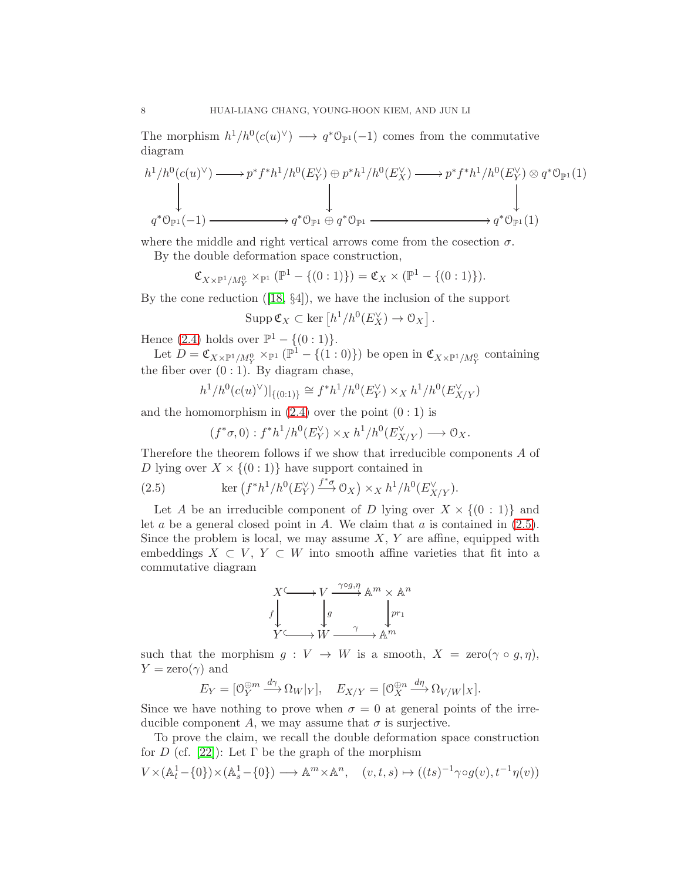The morphism $h^1/h^0(c(u)^\vee) \longrightarrow q^*\mathcal{O}_{\mathbb{P}^1}(-1)$ comes from the commutative diagram

$$\begin{array}{ccccc}
h^1/h^0(c(u)^\vee) & \longrightarrow & p^*f^*h^1/h^0(E_Y^\vee) \oplus p^*h^1/h^0(E_X^\vee) & \longrightarrow & p^*f^*h^1/h^0(E_Y^\vee) \otimes q^*\mathcal{O}_{\mathbb{P}^1}(1) \\
\downarrow & & \downarrow & & \downarrow \\
q^*\mathcal{O}_{\mathbb{P}^1}(-1) & \longrightarrow & q^*\mathcal{O}_{\mathbb{P}^1} \oplus q^*\mathcal{O}_{\mathbb{P}^1} & \longrightarrow & q^*\mathcal{O}_{\mathbb{P}^1}(1)
\end{array}$$

where the middle and right vertical arrows come from the cosection $\sigma$.

By the double deformation space construction,

$$\mathfrak{C}_{X\times\mathbb{P}^1/M_Y^0} \times_{\mathbb{P}^1} (\mathbb{P}^1 - \{(0:1)\}) = \mathfrak{C}_X \times (\mathbb{P}^1 - \{(0:1)\}).$$

By the cone reduction ([18, §4]), we have the inclusion of the support

$$\operatorname{Supp}\mathfrak{C}_X \subset \ker\left[h^1/h^0(E_X^\vee) \to \mathcal{O}_X\right].$$

Hence (2.4) holds over $\mathbb{P}^1 - \{(0:1)\}$.

Let $D = \mathfrak{C}_{X\times\mathbb{P}^1/M_Y^0} \times_{\mathbb{P}^1} (\mathbb{P}^1 - \{(1:0)\})$ be open in $\mathfrak{C}_{X\times\mathbb{P}^1/M_Y^0}$ containing the fiber over $(0:1)$. By diagram chase,

$$h^1/h^0(c(u)^\vee)|_{\{(0:1)\}} \cong f^*h^1/h^0(E_Y^\vee) \times_X h^1/h^0(E_{X/Y}^\vee)$$

and the homomorphism in (2.4) over the point $(0:1)$ is

$$(f^*\sigma, 0) : f^*h^1/h^0(E_Y^\vee) \times_X h^1/h^0(E_{X/Y}^\vee) \longrightarrow \mathcal{O}_X.$$

Therefore the theorem follows if we show that irreducible components $A$ of $D$ lying over $X \times \{(0:1)\}$ have support contained in

$$\ker\left(f^*h^1/h^0(E_Y^\vee) \xrightarrow{f^*\sigma} \mathcal{O}_X\right) \times_X h^1/h^0(E_{X/Y}^\vee). \tag{2.5}$$

Let $A$ be an irreducible component of $D$ lying over $X \times \{(0:1)\}$ and let $a$ be a general closed point in $A$. We claim that $a$ is contained in (2.5). Since the problem is local, we may assume $X$, $Y$ are affine, equipped with embeddings $X \subset V$, $Y \subset W$ into smooth affine varieties that fit into a commutative diagram

$$\begin{array}{ccccc}
X & \hookrightarrow & V & \xrightarrow{\gamma\circ g,\eta} & \mathbb{A}^m \times \mathbb{A}^n \\
{\scriptstyle f}\downarrow & & \downarrow{\scriptstyle g} & & \downarrow{\scriptstyle pr_1} \\
Y & \hookrightarrow & W & \xrightarrow{\gamma} & \mathbb{A}^m
\end{array}$$

such that the morphism $g : V \to W$ is a smooth, $X = \operatorname{zero}(\gamma\circ g, \eta)$, $Y = \operatorname{zero}(\gamma)$ and

$$E_Y = [\mathcal{O}_Y^{\oplus m} \xrightarrow{d\gamma} \Omega_W|_Y], \quad E_{X/Y} = [\mathcal{O}_X^{\oplus n} \xrightarrow{d\eta} \Omega_{V/W}|_X].$$

Since we have nothing to prove when $\sigma = 0$ at general points of the irreducible component $A$, we may assume that $\sigma$ is surjective.

To prove the claim, we recall the double deformation space construction for $D$ (cf. [22]): Let $\Gamma$ be the graph of the morphism

$$V\times(\mathbb{A}^1_t - \{0\})\times(\mathbb{A}^1_s - \{0\}) \longrightarrow \mathbb{A}^m\times\mathbb{A}^n, \quad (v,t,s) \mapsto ((ts)^{-1}\gamma\circ g(v), t^{-1}\eta(v))$$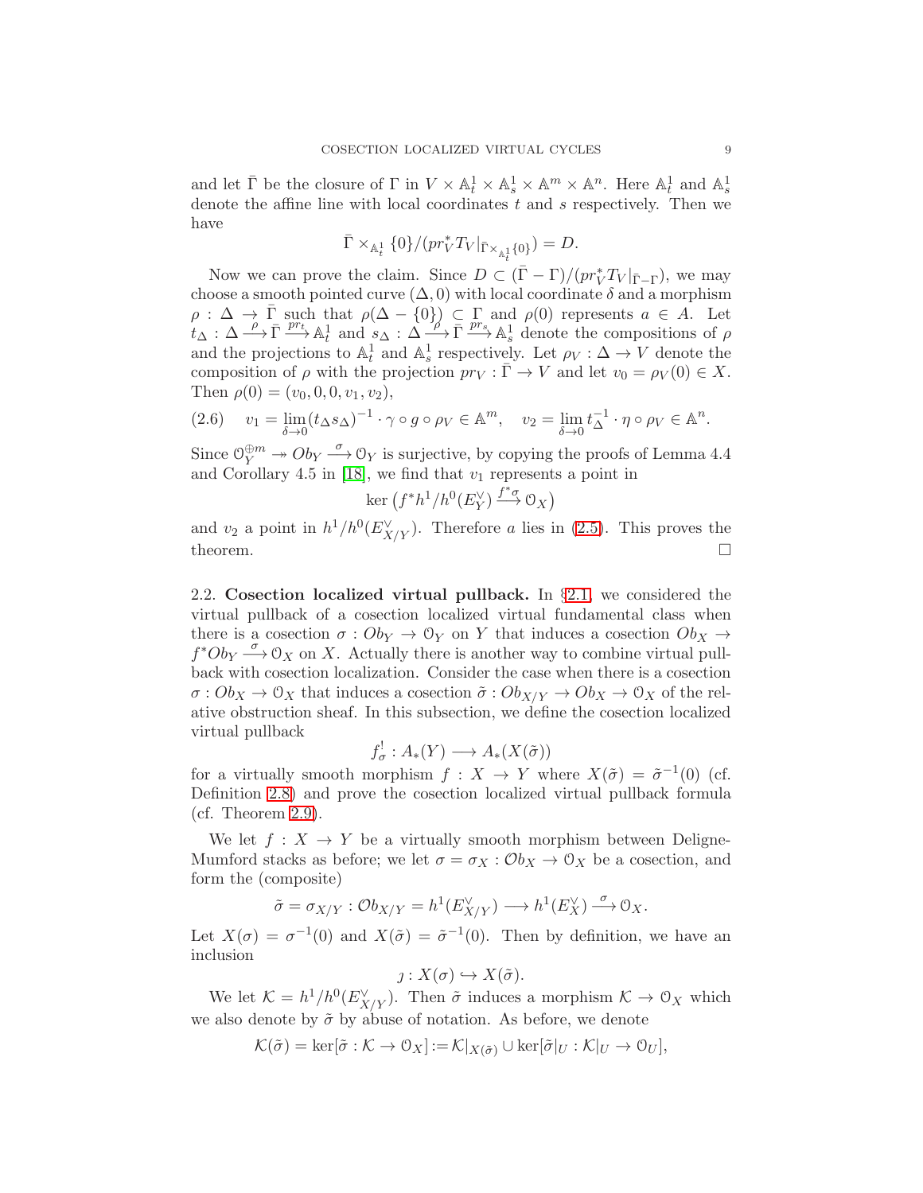and let $\bar{\Gamma}$ be the closure of $\Gamma$ in $V \times \mathbb{A}^1_t \times \mathbb{A}^1_s \times \mathbb{A}^m \times \mathbb{A}^n$. Here $\mathbb{A}^1_t$ and $\mathbb{A}^1_s$ denote the affine line with local coordinates $t$ and $s$ respectively. Then we have

$$\bar{\Gamma} \times_{\mathbb{A}^1_t} \{0\} / (pr_V^* T_V|_{\bar{\Gamma} \times_{\mathbb{A}^1_t} \{0\}}) = D.$$

Now we can prove the claim. Since $D \subset (\bar{\Gamma} - \Gamma)/(pr_V^* T_V|_{\bar{\Gamma}-\Gamma})$, we may choose a smooth pointed curve $(\Delta, 0)$ with local coordinate $\delta$ and a morphism $\rho : \Delta \to \bar{\Gamma}$ such that $\rho(\Delta - \{0\}) \subset \Gamma$ and $\rho(0)$ represents $a \in A$. Let $t_\Delta : \Delta \xrightarrow{\rho} \bar{\Gamma} \xrightarrow{pr_t} \mathbb{A}^1_t$ and $s_\Delta : \Delta \xrightarrow{\rho} \bar{\Gamma} \xrightarrow{pr_s} \mathbb{A}^1_s$ denote the compositions of $\rho$ and the projections to $\mathbb{A}^1_t$ and $\mathbb{A}^1_s$ respectively. Let $\rho_V : \Delta \to V$ denote the composition of $\rho$ with the projection $pr_V : \bar{\Gamma} \to V$ and let $v_0 = \rho_V(0) \in X$. Then $\rho(0) = (v_0, 0, 0, v_1, v_2)$,

$$v_1 = \lim_{\delta \to 0} (t_\Delta s_\Delta)^{-1} \cdot \gamma \circ g \circ \rho_V \in \mathbb{A}^m, \quad v_2 = \lim_{\delta \to 0} t_\Delta^{-1} \cdot \eta \circ \rho_V \in \mathbb{A}^n. \tag{2.6}$$

Since $\mathcal{O}_Y^{\oplus m} \twoheadrightarrow Ob_Y \xrightarrow{\sigma} \mathcal{O}_Y$ is surjective, by copying the proofs of Lemma 4.4 and Corollary 4.5 in [18], we find that $v_1$ represents a point in

$$\ker \left( f^* h^1/h^0(E_Y^\vee) \xrightarrow{f^*\sigma} \mathcal{O}_X \right)$$

and $v_2$ a point in $h^1/h^0(E_{X/Y}^\vee)$. Therefore $a$ lies in (2.5). This proves the theorem. $\square$

2.2. **Cosection localized virtual pullback.** In §2.1, we considered the virtual pullback of a cosection localized virtual fundamental class when there is a cosection $\sigma : Ob_Y \to \mathcal{O}_Y$ on $Y$ that induces a cosection $Ob_X \to f^* Ob_Y \xrightarrow{\sigma} \mathcal{O}_X$ on $X$. Actually there is another way to combine virtual pullback with cosection localization. Consider the case when there is a cosection $\sigma : Ob_X \to \mathcal{O}_X$ that induces a cosection $\tilde{\sigma} : Ob_{X/Y} \to Ob_X \to \mathcal{O}_X$ of the relative obstruction sheaf. In this subsection, we define the cosection localized virtual pullback

$$f^!_\sigma : A_*(Y) \longrightarrow A_*(X(\tilde{\sigma}))$$

for a virtually smooth morphism $f : X \to Y$ where $X(\tilde{\sigma}) = \tilde{\sigma}^{-1}(0)$ (cf. Definition 2.8) and prove the cosection localized virtual pullback formula (cf. Theorem 2.9).

We let $f : X \to Y$ be a virtually smooth morphism between Deligne-Mumford stacks as before; we let $\sigma = \sigma_X : \mathcal{O}b_X \to \mathcal{O}_X$ be a cosection, and form the (composite)

$$\tilde{\sigma} = \sigma_{X/Y} : \mathcal{O}b_{X/Y} = h^1(E_{X/Y}^\vee) \longrightarrow h^1(E_X^\vee) \xrightarrow{\sigma} \mathcal{O}_X.$$

Let $X(\sigma) = \sigma^{-1}(0)$ and $X(\tilde{\sigma}) = \tilde{\sigma}^{-1}(0)$. Then by definition, we have an inclusion

$$\jmath : X(\sigma) \hookrightarrow X(\tilde{\sigma}).$$

We let $\mathcal{K} = h^1/h^0(E_{X/Y}^\vee)$. Then $\tilde{\sigma}$ induces a morphism $\mathcal{K} \to \mathcal{O}_X$ which we also denote by $\tilde{\sigma}$ by abuse of notation. As before, we denote

$$\mathcal{K}(\tilde{\sigma}) = \ker[\tilde{\sigma} : \mathcal{K} \to \mathcal{O}_X] := \mathcal{K}|_{X(\tilde{\sigma})} \cup \ker[\tilde{\sigma}|_U : \mathcal{K}|_U \to \mathcal{O}_U],$$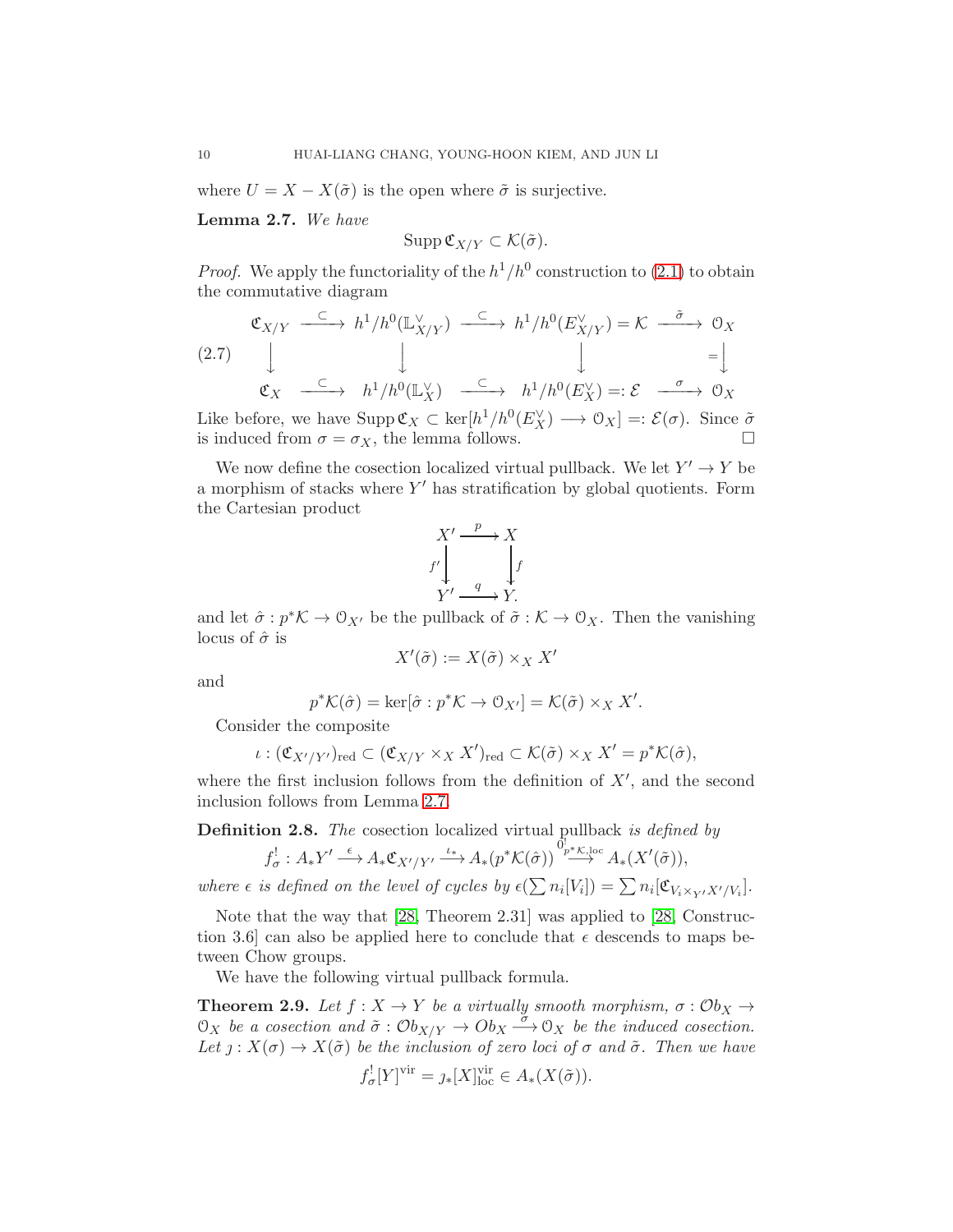where $U = X - X(\tilde{\sigma})$ is the open where $\tilde{\sigma}$ is surjective.

**Lemma 2.7.** *We have*

$$\operatorname{Supp} \mathfrak{C}_{X/Y} \subset \mathcal{K}(\tilde{\sigma}).$$

*Proof.* We apply the functoriality of the $h^1/h^0$ construction to (2.1) to obtain the commutative diagram

$$\begin{array}{ccccccc} \mathfrak{C}_{X/Y} & \xrightarrow{\subset} & h^1/h^0(\mathbb{L}_{X/Y}^\vee) & \xrightarrow{\subset} & h^1/h^0(E_{X/Y}^\vee) = \mathcal{K} & \xrightarrow{\tilde{\sigma}} & \mathcal{O}_X \\ \downarrow & & \downarrow & & \downarrow & & \downarrow = \\ \mathfrak{C}_X & \xrightarrow{\subset} & h^1/h^0(\mathbb{L}_X^\vee) & \xrightarrow{\subset} & h^1/h^0(E_X^\vee) =: \mathcal{E} & \xrightarrow{\sigma} & \mathcal{O}_X \end{array} \tag{2.7}$$

Like before, we have $\operatorname{Supp} \mathfrak{C}_X \subset \ker[h^1/h^0(E_X^\vee) \longrightarrow \mathcal{O}_X] =: \mathcal{E}(\sigma)$. Since $\tilde{\sigma}$ is induced from $\sigma = \sigma_X$, the lemma follows. $\square$

We now define the cosection localized virtual pullback. We let $Y' \to Y$ be a morphism of stacks where $Y'$ has stratification by global quotients. Form the Cartesian product

$$\begin{array}{ccc} X' & \xrightarrow{p} & X \\ {\scriptstyle f'}\downarrow & & \downarrow{\scriptstyle f} \\ Y' & \xrightarrow{q} & Y. \end{array}$$

and let $\hat{\sigma} : p^*\mathcal{K} \to \mathcal{O}_{X'}$ be the pullback of $\tilde{\sigma} : \mathcal{K} \to \mathcal{O}_X$. Then the vanishing locus of $\hat{\sigma}$ is

$$X'(\tilde{\sigma}) := X(\tilde{\sigma}) \times_X X'$$

and

$$p^*\mathcal{K}(\hat{\sigma}) = \ker[\hat{\sigma} : p^*\mathcal{K} \to \mathcal{O}_{X'}] = \mathcal{K}(\tilde{\sigma}) \times_X X'.$$

Consider the composite

$$\iota : (\mathfrak{C}_{X'/Y'})_{\mathrm{red}} \subset (\mathfrak{C}_{X/Y} \times_X X')_{\mathrm{red}} \subset \mathcal{K}(\tilde{\sigma}) \times_X X' = p^*\mathcal{K}(\hat{\sigma}),$$

where the first inclusion follows from the definition of $X'$, and the second inclusion follows from Lemma 2.7.

**Definition 2.8.** *The* cosection localized virtual pullback *is defined by*

$$f^!_\sigma : A_*Y' \xrightarrow{\epsilon} A_*\mathfrak{C}_{X'/Y'} \xrightarrow{\iota_*} A_*(p^*\mathcal{K}(\hat{\sigma})) \xrightarrow{0^!_{p^*\mathcal{K},\mathrm{loc}}} A_*(X'(\tilde{\sigma})),$$

*where $\epsilon$ is defined on the level of cycles by $\epsilon(\sum n_i[V_i]) = \sum n_i[\mathfrak{C}_{V_i \times_{Y'} X'/V_i}]$.*

Note that the way that [28, Theorem 2.31] was applied to [28, Construction 3.6] can also be applied here to conclude that $\epsilon$ descends to maps between Chow groups.

We have the following virtual pullback formula.

**Theorem 2.9.** *Let $f : X \to Y$ be a virtually smooth morphism, $\sigma : \mathcal{O}b_X \to \mathcal{O}_X$ be a cosection and $\tilde{\sigma} : \mathcal{O}b_{X/Y} \to Ob_X \xrightarrow{\sigma} \mathcal{O}_X$ be the induced cosection. Let $\jmath : X(\sigma) \to X(\tilde{\sigma})$ be the inclusion of zero loci of $\sigma$ and $\tilde{\sigma}$. Then we have*

$$f^!_\sigma[Y]^{\mathrm{vir}} = \jmath_*[X]^{\mathrm{vir}}_{\mathrm{loc}} \in A_*(X(\tilde{\sigma})).$$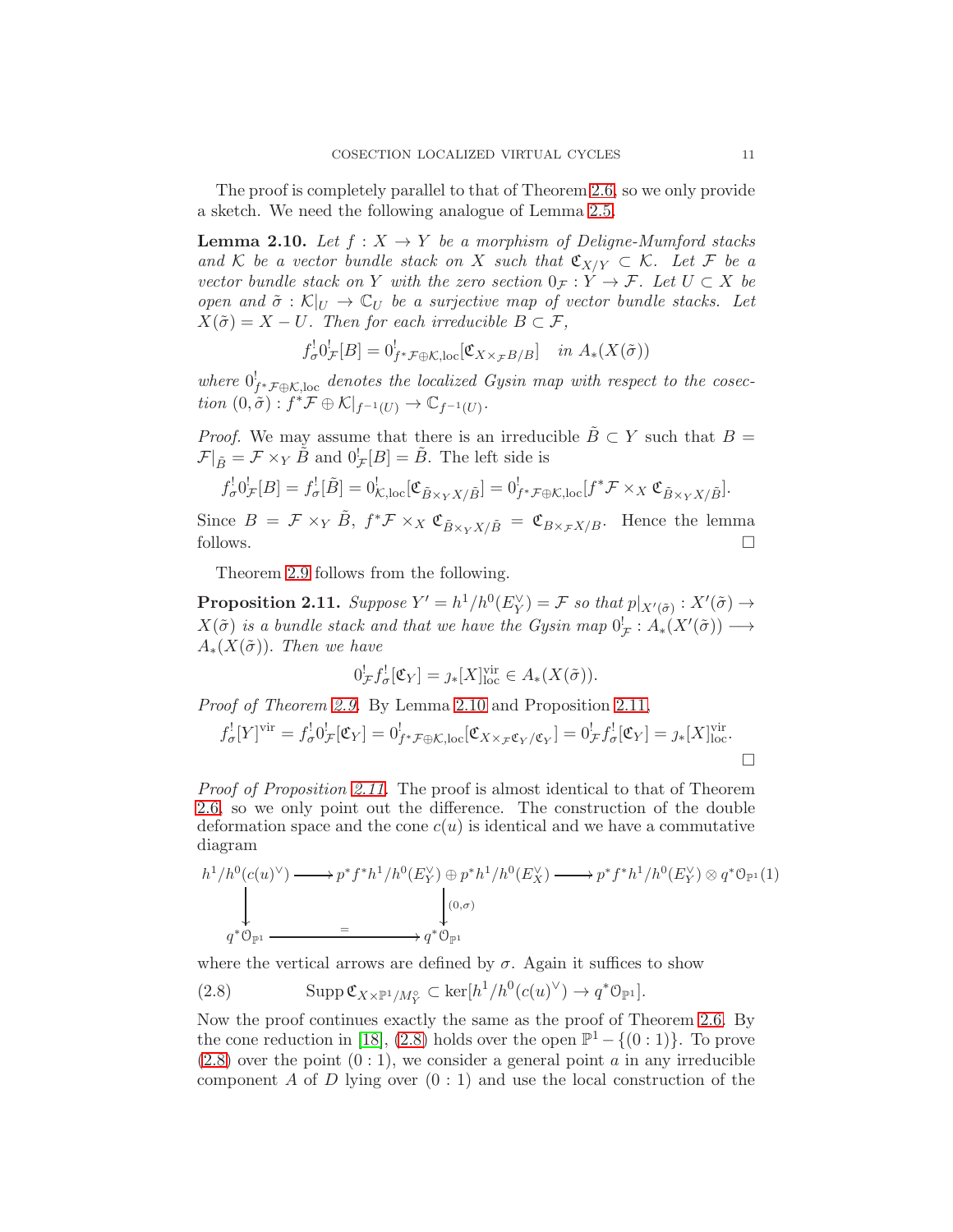The proof is completely parallel to that of Theorem 2.6, so we only provide a sketch. We need the following analogue of Lemma 2.5.

**Lemma 2.10.** *Let $f : X \to Y$ be a morphism of Deligne-Mumford stacks and $\mathcal{K}$ be a vector bundle stack on $X$ such that $\mathfrak{C}_{X/Y} \subset \mathcal{K}$. Let $\mathcal{F}$ be a vector bundle stack on $Y$ with the zero section $0_{\mathcal{F}} : Y \to \mathcal{F}$. Let $U \subset X$ be open and $\tilde{\sigma} : \mathcal{K}|_U \to \mathbb{C}_U$ be a surjective map of vector bundle stacks. Let $X(\tilde{\sigma}) = X - U$. Then for each irreducible $B \subset \mathcal{F}$,*

$$f^!_\sigma 0^!_{\mathcal{F}}[B] = 0^!_{f^*\mathcal{F}\oplus\mathcal{K},\mathrm{loc}}[\mathfrak{C}_{X\times_{\mathcal{F}}B/B}] \quad \text{in } A_*(X(\tilde{\sigma}))$$

*where $0^!_{f^*\mathcal{F}\oplus\mathcal{K},\mathrm{loc}}$ denotes the localized Gysin map with respect to the cosection $(0,\tilde{\sigma}) : f^*\mathcal{F}\oplus\mathcal{K}|_{f^{-1}(U)} \to \mathbb{C}_{f^{-1}(U)}$.*

*Proof.* We may assume that there is an irreducible $\tilde{B} \subset Y$ such that $B = \mathcal{F}|_{\tilde{B}} = \mathcal{F}\times_Y \tilde{B}$ and $0^!_{\mathcal{F}}[B] = \tilde{B}$. The left side is

$$f^!_\sigma 0^!_{\mathcal{F}}[B] = f^!_\sigma[\tilde{B}] = 0^!_{\mathcal{K},\mathrm{loc}}[\mathfrak{C}_{\tilde{B}\times_Y X/\tilde{B}}] = 0^!_{f^*\mathcal{F}\oplus\mathcal{K},\mathrm{loc}}[f^*\mathcal{F}\times_X \mathfrak{C}_{\tilde{B}\times_Y X/\tilde{B}}].$$

Since $B = \mathcal{F}\times_Y \tilde{B}$, $f^*\mathcal{F}\times_X \mathfrak{C}_{\tilde{B}\times_Y X/\tilde{B}} = \mathfrak{C}_{B\times_{\mathcal{F}}X/B}$. Hence the lemma follows. $\square$

Theorem 2.9 follows from the following.

**Proposition 2.11.** *Suppose $Y' = h^1/h^0(E_Y^\vee) = \mathcal{F}$ so that $p|_{X'(\tilde{\sigma})} : X'(\tilde{\sigma}) \to X(\tilde{\sigma})$ is a bundle stack and that we have the Gysin map $0^!_{\mathcal{F}} : A_*(X'(\tilde{\sigma})) \longrightarrow A_*(X(\tilde{\sigma}))$. Then we have*

$$0^!_{\mathcal{F}} f^!_\sigma[\mathfrak{C}_Y] = \jmath_*[X]^{\mathrm{vir}}_{\mathrm{loc}} \in A_*(X(\tilde{\sigma})).$$

*Proof of Theorem 2.9.* By Lemma 2.10 and Proposition 2.11,

$$f^!_\sigma[Y]^{\mathrm{vir}} = f^!_\sigma 0^!_{\mathcal{F}}[\mathfrak{C}_Y] = 0^!_{f^*\mathcal{F}\oplus\mathcal{K},\mathrm{loc}}[\mathfrak{C}_{X\times_{\mathcal{F}}\mathfrak{C}_Y/\mathfrak{C}_Y}] = 0^!_{\mathcal{F}} f^!_\sigma[\mathfrak{C}_Y] = \jmath_*[X]^{\mathrm{vir}}_{\mathrm{loc}}.$$

$\square$

*Proof of Proposition 2.11.* The proof is almost identical to that of Theorem 2.6, so we only point out the difference. The construction of the double deformation space and the cone $c(u)$ is identical and we have a commutative diagram

$$\begin{array}{ccccc}
h^1/h^0(c(u)^\vee) & \longrightarrow & p^*f^*h^1/h^0(E_Y^\vee)\oplus p^*h^1/h^0(E_X^\vee) & \longrightarrow & p^*f^*h^1/h^0(E_Y^\vee)\otimes q^*\mathcal{O}_{\mathbb{P}^1}(1) \\
\big\downarrow & & \big\downarrow{\scriptstyle (0,\sigma)} & & \\
q^*\mathcal{O}_{\mathbb{P}^1} & \xrightarrow{\quad = \quad} & q^*\mathcal{O}_{\mathbb{P}^1} & &
\end{array}$$

where the vertical arrows are defined by $\sigma$. Again it suffices to show

$$\operatorname{Supp}\mathfrak{C}_{X\times\mathbb{P}^1/M_Y^\circ} \subset \ker[h^1/h^0(c(u)^\vee) \to q^*\mathcal{O}_{\mathbb{P}^1}]. \tag{2.8}$$

Now the proof continues exactly the same as the proof of Theorem 2.6. By the cone reduction in [18], (2.8) holds over the open $\mathbb{P}^1 - \{(0:1)\}$. To prove (2.8) over the point $(0:1)$, we consider a general point $a$ in any irreducible component $A$ of $D$ lying over $(0:1)$ and use the local construction of the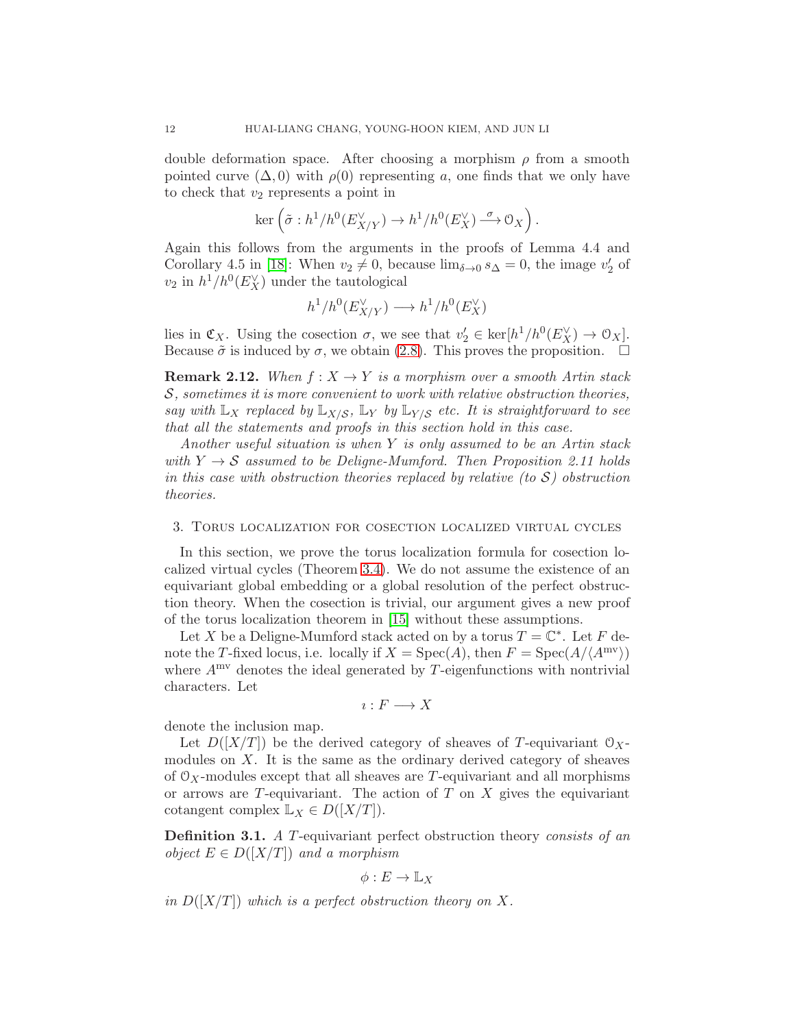double deformation space. After choosing a morphism $\rho$ from a smooth pointed curve $(\Delta, 0)$ with $\rho(0)$ representing $a$, one finds that we only have to check that $v_2$ represents a point in

$$\ker\left(\tilde{\sigma} : h^1/h^0(E_{X/Y}^\vee) \to h^1/h^0(E_X^\vee) \xrightarrow{\sigma} \mathcal{O}_X\right).$$

Again this follows from the arguments in the proofs of Lemma 4.4 and Corollary 4.5 in [18]: When $v_2 \neq 0$, because $\lim_{\delta\to 0} s_\Delta = 0$, the image $v_2'$ of $v_2$ in $h^1/h^0(E_X^\vee)$ under the tautological

$$h^1/h^0(E_{X/Y}^\vee) \longrightarrow h^1/h^0(E_X^\vee)$$

lies in $\mathfrak{C}_X$. Using the cosection $\sigma$, we see that $v_2' \in \ker[h^1/h^0(E_X^\vee) \to \mathcal{O}_X]$. Because $\tilde{\sigma}$ is induced by $\sigma$, we obtain (2.8). This proves the proposition. $\square$

**Remark 2.12.** *When $f : X \to Y$ is a morphism over a smooth Artin stack $\mathcal{S}$, sometimes it is more convenient to work with relative obstruction theories, say with $\mathbb{L}_X$ replaced by $\mathbb{L}_{X/\mathcal{S}}$, $\mathbb{L}_Y$ by $\mathbb{L}_{Y/\mathcal{S}}$ etc. It is straightforward to see that all the statements and proofs in this section hold in this case.*

*Another useful situation is when $Y$ is only assumed to be an Artin stack with $Y \to \mathcal{S}$ assumed to be Deligne-Mumford. Then Proposition 2.11 holds in this case with obstruction theories replaced by relative (to $\mathcal{S}$) obstruction theories.*

## 3. Torus localization for cosection localized virtual cycles

In this section, we prove the torus localization formula for cosection localized virtual cycles (Theorem 3.4). We do not assume the existence of an equivariant global embedding or a global resolution of the perfect obstruction theory. When the cosection is trivial, our argument gives a new proof of the torus localization theorem in [15] without these assumptions.

Let $X$ be a Deligne-Mumford stack acted on by a torus $T = \mathbb{C}^*$. Let $F$ denote the $T$-fixed locus, i.e. locally if $X = \operatorname{Spec}(A)$, then $F = \operatorname{Spec}(A/\langle A^{\mathrm{mv}}\rangle)$ where $A^{\mathrm{mv}}$ denotes the ideal generated by $T$-eigenfunctions with nontrivial characters. Let

$$\imath : F \longrightarrow X$$

denote the inclusion map.

Let $D([X/T])$ be the derived category of sheaves of $T$-equivariant $\mathcal{O}_X$-modules on $X$. It is the same as the ordinary derived category of sheaves of $\mathcal{O}_X$-modules except that all sheaves are $T$-equivariant and all morphisms or arrows are $T$-equivariant. The action of $T$ on $X$ gives the equivariant cotangent complex $\mathbb{L}_X \in D([X/T])$.

**Definition 3.1.** *A $T$-equivariant perfect obstruction theory consists of an object $E \in D([X/T])$ and a morphism*

$$\phi : E \to \mathbb{L}_X$$

*in $D([X/T])$ which is a perfect obstruction theory on $X$.*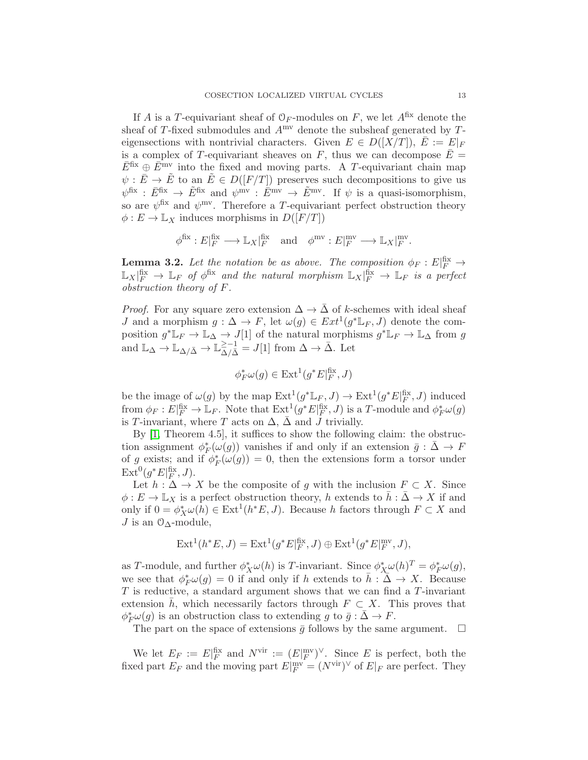If $A$ is a $T$-equivariant sheaf of $\mathcal{O}_F$-modules on $F$, we let $A^{\rm fix}$ denote the sheaf of $T$-fixed submodules and $A^{\rm mv}$ denote the subsheaf generated by $T$-eigensections with nontrivial characters. Given $E \in D([X/T])$, $\bar{E} := E|_F$ is a complex of $T$-equivariant sheaves on $F$, thus we can decompose $\bar{E} = \bar{E}^{\rm fix} \oplus \bar{E}^{\rm mv}$ into the fixed and moving parts. A $T$-equivariant chain map $\psi : \bar{E} \to \tilde{E}$ to an $\tilde{E} \in D([F/T])$ preserves such decompositions to give us $\psi^{\rm fix} : \bar{E}^{\rm fix} \to \tilde{E}^{\rm fix}$ and $\psi^{\rm mv} : \bar{E}^{\rm mv} \to \tilde{E}^{\rm mv}$. If $\psi$ is a quasi-isomorphism, so are $\psi^{\rm fix}$ and $\psi^{\rm mv}$. Therefore a $T$-equivariant perfect obstruction theory $\phi : E \to \mathbb{L}_X$ induces morphisms in $D([F/T])$

$$\phi^{\rm fix} : E|_F^{\rm fix} \longrightarrow \mathbb{L}_X|_F^{\rm fix} \quad \text{and} \quad \phi^{\rm mv} : E|_F^{\rm mv} \longrightarrow \mathbb{L}_X|_F^{\rm mv}.$$

**Lemma 3.2.** *Let the notation be as above. The composition $\phi_F : E|_F^{\rm fix} \to \mathbb{L}_X|_F^{\rm fix} \to \mathbb{L}_F$ of $\phi^{\rm fix}$ and the natural morphism $\mathbb{L}_X|_F^{\rm fix} \to \mathbb{L}_F$ is a perfect obstruction theory of $F$.*

*Proof.* For any square zero extension $\Delta \to \bar{\Delta}$ of $k$-schemes with ideal sheaf $J$ and a morphism $g : \Delta \to F$, let $\omega(g) \in Ext^1(g^*\mathbb{L}_F, J)$ denote the composition $g^*\mathbb{L}_F \to \mathbb{L}_\Delta \to J[1]$ of the natural morphisms $g^*\mathbb{L}_F \to \mathbb{L}_\Delta$ from $g$ and $\mathbb{L}_\Delta \to \mathbb{L}_{\Delta/\bar{\Delta}} \to \mathbb{L}_{\Delta/\bar{\Delta}}^{\geq -1} = J[1]$ from $\Delta \to \bar{\Delta}$. Let

$$\phi_F^* \omega(g) \in \operatorname{Ext}^1(g^* E|_F^{\rm fix}, J)$$

be the image of $\omega(g)$ by the map $\operatorname{Ext}^1(g^*\mathbb{L}_F, J) \to \operatorname{Ext}^1(g^*E|_F^{\rm fix}, J)$ induced from $\phi_F : E|_F^{\rm fix} \to \mathbb{L}_F$. Note that $\operatorname{Ext}^1(g^*E|_F^{\rm fix}, J)$ is a $T$-module and $\phi_F^*\omega(g)$ is $T$-invariant, where $T$ acts on $\Delta$, $\bar{\Delta}$ and $J$ trivially.

By [1, Theorem 4.5], it suffices to show the following claim: the obstruction assignment $\phi_F^*(\omega(g))$ vanishes if and only if an extension $\bar{g} : \bar{\Delta} \to F$ of $g$ exists; and if $\phi_F^*(\omega(g)) = 0$, then the extensions form a torsor under $\operatorname{Ext}^0(g^*E|_F^{\rm fix}, J)$.

Let $h : \Delta \to X$ be the composite of $g$ with the inclusion $F \subset X$. Since $\phi : E \to \mathbb{L}_X$ is a perfect obstruction theory, $h$ extends to $\bar{h} : \bar{\Delta} \to X$ if and only if $0 = \phi_X^*\omega(h) \in \operatorname{Ext}^1(h^*E, J)$. Because $h$ factors through $F \subset X$ and $J$ is an $\mathcal{O}_\Delta$-module,

$$\operatorname{Ext}^1(h^*E, J) = \operatorname{Ext}^1(g^*E|_F^{\rm fix}, J) \oplus \operatorname{Ext}^1(g^*E|_F^{\rm mv}, J),$$

as $T$-module, and further $\phi_X^*\omega(h)$ is $T$-invariant. Since $\phi_X^*\omega(h)^T = \phi_F^*\omega(g)$, we see that $\phi_F^*\omega(g) = 0$ if and only if $h$ extends to $\bar{h} : \bar{\Delta} \to X$. Because $T$ is reductive, a standard argument shows that we can find a $T$-invariant extension $\bar{h}$, which necessarily factors through $F \subset X$. This proves that $\phi_F^*\omega(g)$ is an obstruction class to extending $g$ to $\bar{g} : \bar{\Delta} \to F$.

The part on the space of extensions $\bar{g}$ follows by the same argument. $\square$

We let $E_F := E|_F^{\rm fix}$ and $N^{\rm vir} := (E|_F^{\rm mv})^\vee$. Since $E$ is perfect, both the fixed part $E_F$ and the moving part $E|_F^{\rm mv} = (N^{\rm vir})^\vee$ of $E|_F$ are perfect. They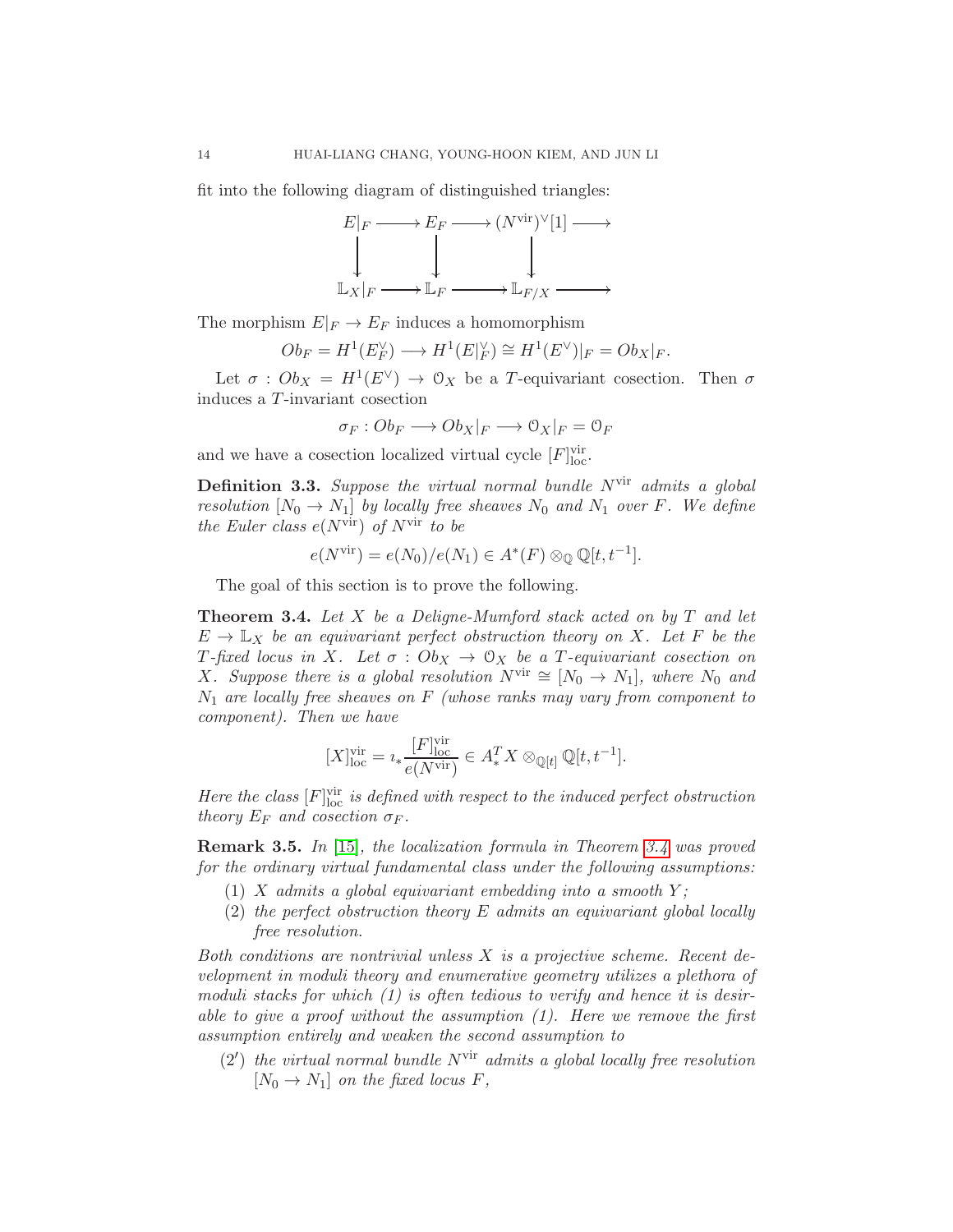fit into the following diagram of distinguished triangles:

$$
\begin{array}{ccccccc}
E|_F & \longrightarrow & E_F & \longrightarrow & (N^{\mathrm{vir}})^\vee[1] & \longrightarrow \\
\big\downarrow & & \big\downarrow & & \big\downarrow & \\
\mathbb{L}_X|_F & \longrightarrow & \mathbb{L}_F & \longrightarrow & \mathbb{L}_{F/X} & \longrightarrow
\end{array}
$$

The morphism $E|_F \to E_F$ induces a homomorphism

$$
Ob_F = H^1(E_F^\vee) \longrightarrow H^1(E|_F^\vee) \cong H^1(E^\vee)|_F = Ob_X|_F.
$$

Let $\sigma : Ob_X = H^1(E^\vee) \to \mathcal{O}_X$ be a $T$-equivariant cosection. Then $\sigma$ induces a $T$-invariant cosection

$$
\sigma_F : Ob_F \longrightarrow Ob_X|_F \longrightarrow \mathcal{O}_X|_F = \mathcal{O}_F
$$

and we have a cosection localized virtual cycle $[F]^{\mathrm{vir}}_{\mathrm{loc}}$.

**Definition 3.3.** *Suppose the virtual normal bundle $N^{\mathrm{vir}}$ admits a global resolution $[N_0 \to N_1]$ by locally free sheaves $N_0$ and $N_1$ over $F$. We define the Euler class $e(N^{\mathrm{vir}})$ of $N^{\mathrm{vir}}$ to be*

$$
e(N^{\mathrm{vir}}) = e(N_0)/e(N_1) \in A^*(F) \otimes_{\mathbb{Q}} \mathbb{Q}[t, t^{-1}].
$$

The goal of this section is to prove the following.

**Theorem 3.4.** *Let $X$ be a Deligne-Mumford stack acted on by $T$ and let $E \to \mathbb{L}_X$ be an equivariant perfect obstruction theory on $X$. Let $F$ be the $T$-fixed locus in $X$. Let $\sigma : Ob_X \to \mathcal{O}_X$ be a $T$-equivariant cosection on $X$. Suppose there is a global resolution $N^{\mathrm{vir}} \cong [N_0 \to N_1]$, where $N_0$ and $N_1$ are locally free sheaves on $F$ (whose ranks may vary from component to component). Then we have*

$$
[X]^{\mathrm{vir}}_{\mathrm{loc}} = \imath_* \frac{[F]^{\mathrm{vir}}_{\mathrm{loc}}}{e(N^{\mathrm{vir}})} \in A^T_* X \otimes_{\mathbb{Q}[t]} \mathbb{Q}[t, t^{-1}].
$$

*Here the class $[F]^{\mathrm{vir}}_{\mathrm{loc}}$ is defined with respect to the induced perfect obstruction theory $E_F$ and cosection $\sigma_F$.*

**Remark 3.5.** *In [15], the localization formula in Theorem 3.4 was proved for the ordinary virtual fundamental class under the following assumptions:*

1. *$X$ admits a global equivariant embedding into a smooth $Y$;*
2. *the perfect obstruction theory $E$ admits an equivariant global locally free resolution.*

*Both conditions are nontrivial unless $X$ is a projective scheme. Recent development in moduli theory and enumerative geometry utilizes a plethora of moduli stacks for which (1) is often tedious to verify and hence it is desirable to give a proof without the assumption (1). Here we remove the first assumption entirely and weaken the second assumption to*

(2′) *the virtual normal bundle $N^{\mathrm{vir}}$ admits a global locally free resolution $[N_0 \to N_1]$ on the fixed locus $F$,*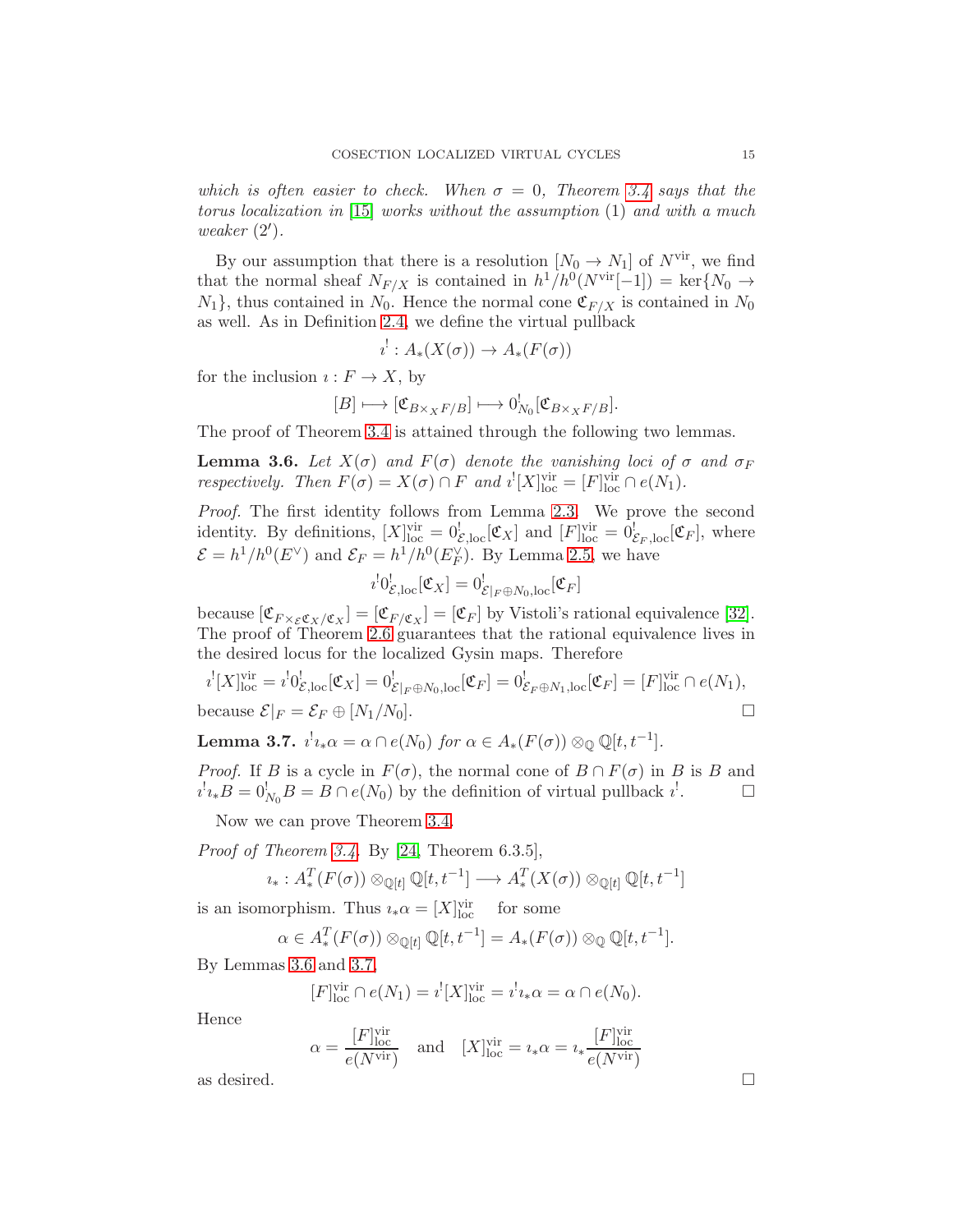*which is often easier to check. When $\sigma = 0$, Theorem 3.4 says that the torus localization in [15] works without the assumption (1) and with a much weaker (2′).*

By our assumption that there is a resolution $[N_0 \to N_1]$ of $N^{\mathrm{vir}}$, we find that the normal sheaf $N_{F/X}$ is contained in $h^1/h^0(N^{\mathrm{vir}}[-1]) = \ker\{N_0 \to N_1\}$, thus contained in $N_0$. Hence the normal cone $\mathfrak{C}_{F/X}$ is contained in $N_0$ as well. As in Definition 2.4, we define the virtual pullback

$$\imath^! : A_*(X(\sigma)) \to A_*(F(\sigma))$$

for the inclusion $\imath : F \to X$, by

$$[B] \longmapsto [\mathfrak{C}_{B\times_X F/B}] \longmapsto 0^!_{N_0}[\mathfrak{C}_{B\times_X F/B}].$$

The proof of Theorem 3.4 is attained through the following two lemmas.

**Lemma 3.6.** *Let $X(\sigma)$ and $F(\sigma)$ denote the vanishing loci of $\sigma$ and $\sigma_F$ respectively. Then $F(\sigma) = X(\sigma) \cap F$ and $\imath^![X]^{\mathrm{vir}}_{\mathrm{loc}} = [F]^{\mathrm{vir}}_{\mathrm{loc}} \cap e(N_1)$.*

*Proof.* The first identity follows from Lemma 2.3. We prove the second identity. By definitions, $[X]^{\mathrm{vir}}_{\mathrm{loc}} = 0^!_{\mathcal{E},\mathrm{loc}}[\mathfrak{C}_X]$ and $[F]^{\mathrm{vir}}_{\mathrm{loc}} = 0^!_{\mathcal{E}_F,\mathrm{loc}}[\mathfrak{C}_F]$, where $\mathcal{E} = h^1/h^0(E^\vee)$ and $\mathcal{E}_F = h^1/h^0(E_F^\vee)$. By Lemma 2.5, we have

$$\imath^! 0^!_{\mathcal{E},\mathrm{loc}}[\mathfrak{C}_X] = 0^!_{\mathcal{E}|_F \oplus N_0,\mathrm{loc}}[\mathfrak{C}_F]$$

because $[\mathfrak{C}_{F\times_{\mathcal{E}}\mathfrak{C}_X/\mathfrak{C}_X}] = [\mathfrak{C}_{F/\mathfrak{C}_X}] = [\mathfrak{C}_F]$ by Vistoli's rational equivalence [32]. The proof of Theorem 2.6 guarantees that the rational equivalence lives in the desired locus for the localized Gysin maps. Therefore

$$\imath^![X]^{\mathrm{vir}}_{\mathrm{loc}} = \imath^! 0^!_{\mathcal{E},\mathrm{loc}}[\mathfrak{C}_X] = 0^!_{\mathcal{E}|_F \oplus N_0,\mathrm{loc}}[\mathfrak{C}_F] = 0^!_{\mathcal{E}_F \oplus N_1,\mathrm{loc}}[\mathfrak{C}_F] = [F]^{\mathrm{vir}}_{\mathrm{loc}} \cap e(N_1),$$

because $\mathcal{E}|_F = \mathcal{E}_F \oplus [N_1/N_0]$. □

**Lemma 3.7.** *$\imath^!\imath_*\alpha = \alpha \cap e(N_0)$ for $\alpha \in A_*(F(\sigma)) \otimes_{\mathbb{Q}} \mathbb{Q}[t, t^{-1}]$.*

*Proof.* If $B$ is a cycle in $F(\sigma)$, the normal cone of $B \cap F(\sigma)$ in $B$ is $B$ and $\imath^!\imath_*B = 0^!_{N_0}B = B \cap e(N_0)$ by the definition of virtual pullback $\imath^!$. □

Now we can prove Theorem 3.4.

*Proof of Theorem 3.4.* By [24, Theorem 6.3.5],

$$\imath_* : A^T_*(F(\sigma)) \otimes_{\mathbb{Q}[t]} \mathbb{Q}[t, t^{-1}] \longrightarrow A^T_*(X(\sigma)) \otimes_{\mathbb{Q}[t]} \mathbb{Q}[t, t^{-1}]$$

is an isomorphism. Thus $\imath_*\alpha = [X]^{\mathrm{vir}}_{\mathrm{loc}}$ for some

$$\alpha \in A^T_*(F(\sigma)) \otimes_{\mathbb{Q}[t]} \mathbb{Q}[t, t^{-1}] = A_*(F(\sigma)) \otimes_{\mathbb{Q}} \mathbb{Q}[t, t^{-1}].$$

By Lemmas 3.6 and 3.7,

$$[F]^{\mathrm{vir}}_{\mathrm{loc}} \cap e(N_1) = \imath^![X]^{\mathrm{vir}}_{\mathrm{loc}} = \imath^!\imath_*\alpha = \alpha \cap e(N_0).$$

Hence

$$\alpha = \frac{[F]^{\mathrm{vir}}_{\mathrm{loc}}}{e(N^{\mathrm{vir}})} \quad \text{and} \quad [X]^{\mathrm{vir}}_{\mathrm{loc}} = \imath_*\alpha = \imath_*\frac{[F]^{\mathrm{vir}}_{\mathrm{loc}}}{e(N^{\mathrm{vir}})}$$

as desired. □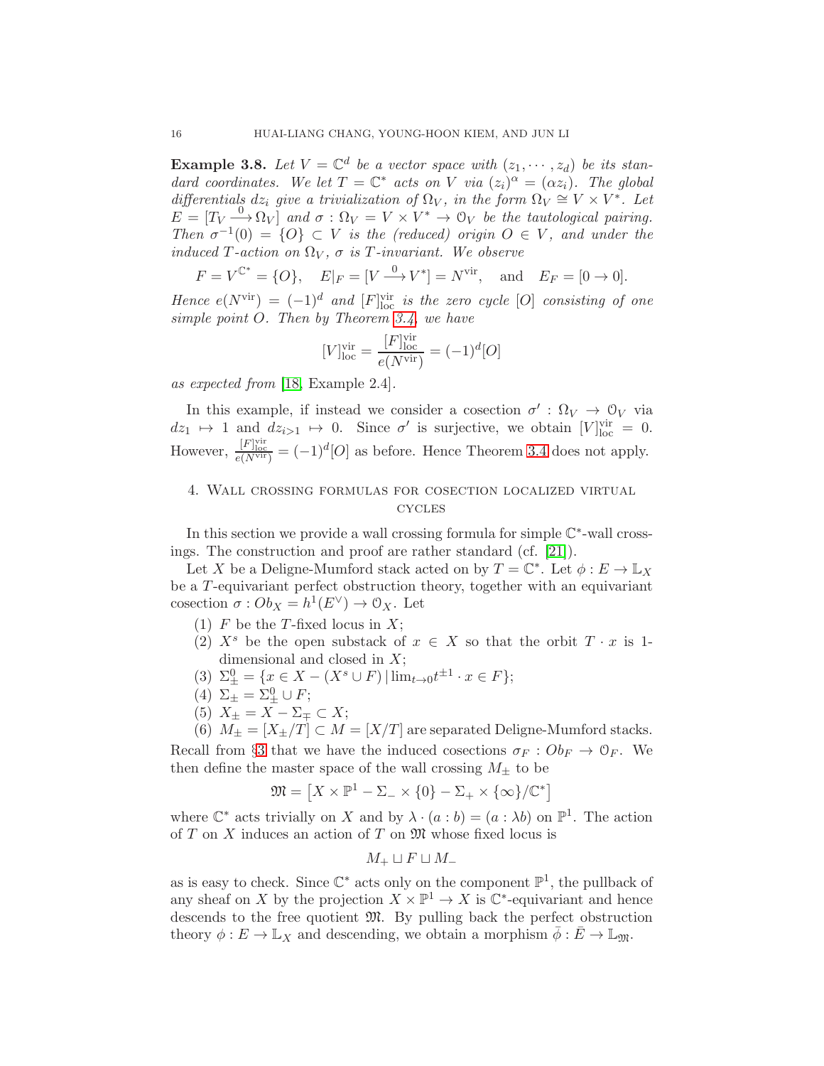**Example 3.8.** *Let $V = \mathbb{C}^d$ be a vector space with $(z_1, \cdots, z_d)$ be its standard coordinates. We let $T = \mathbb{C}^*$ acts on $V$ via $(z_i)^\alpha = (\alpha z_i)$. The global differentials $dz_i$ give a trivialization of $\Omega_V$, in the form $\Omega_V \cong V \times V^*$. Let $E = [T_V \xrightarrow{0} \Omega_V]$ and $\sigma : \Omega_V = V \times V^* \to \mathcal{O}_V$ be the tautological pairing. Then $\sigma^{-1}(0) = \{O\} \subset V$ is the (reduced) origin $O \in V$, and under the induced $T$-action on $\Omega_V$, $\sigma$ is $T$-invariant. We observe*

$$F = V^{\mathbb{C}^*} = \{O\}, \quad E|_F = [V \xrightarrow{0} V^*] = N^{\mathrm{vir}}, \quad \text{and} \quad E_F = [0 \to 0].$$

*Hence $e(N^{\mathrm{vir}}) = (-1)^d$ and $[F]^{\mathrm{vir}}_{\mathrm{loc}}$ is the zero cycle $[O]$ consisting of one simple point $O$. Then by Theorem 3.4, we have*

$$[V]^{\mathrm{vir}}_{\mathrm{loc}} = \frac{[F]^{\mathrm{vir}}_{\mathrm{loc}}}{e(N^{\mathrm{vir}})} = (-1)^d[O]$$

*as expected from* [18, Example 2.4].

In this example, if instead we consider a cosection $\sigma' : \Omega_V \to \mathcal{O}_V$ via $dz_1 \mapsto 1$ and $dz_{i>1} \mapsto 0$. Since $\sigma'$ is surjective, we obtain $[V]^{\mathrm{vir}}_{\mathrm{loc}} = 0$. However, $\frac{[F]^{\mathrm{vir}}_{\mathrm{loc}}}{e(N^{\mathrm{vir}})} = (-1)^d[O]$ as before. Hence Theorem 3.4 does not apply.

## 4. Wall crossing formulas for cosection localized virtual cycles

In this section we provide a wall crossing formula for simple $\mathbb{C}^*$-wall crossings. The construction and proof are rather standard (cf. [21]).

Let $X$ be a Deligne-Mumford stack acted on by $T = \mathbb{C}^*$. Let $\phi : E \to \mathbb{L}_X$ be a $T$-equivariant perfect obstruction theory, together with an equivariant cosection $\sigma : Ob_X = h^1(E^\vee) \to \mathcal{O}_X$. Let

1. $F$ be the $T$-fixed locus in $X$;
2. $X^s$ be the open substack of $x \in X$ so that the orbit $T \cdot x$ is 1-dimensional and closed in $X$;
3. $\Sigma^0_\pm = \{x \in X - (X^s \cup F) \,|\, \lim_{t\to 0} t^{\pm 1} \cdot x \in F\}$;
4. $\Sigma_\pm = \Sigma^0_\pm \cup F$;
5. $X_\pm = X - \Sigma_\mp \subset X$;
6. $M_\pm = [X_\pm/T] \subset M = [X/T]$ are separated Deligne-Mumford stacks.

Recall from §3 that we have the induced cosections $\sigma_F : Ob_F \to \mathcal{O}_F$. We then define the master space of the wall crossing $M_\pm$ to be

$$\mathfrak{M} = \left[X \times \mathbb{P}^1 - \Sigma_- \times \{0\} - \Sigma_+ \times \{\infty\}/\mathbb{C}^*\right]$$

where $\mathbb{C}^*$ acts trivially on $X$ and by $\lambda \cdot (a : b) = (a : \lambda b)$ on $\mathbb{P}^1$. The action of $T$ on $X$ induces an action of $T$ on $\mathfrak{M}$ whose fixed locus is

$$M_+ \sqcup F \sqcup M_-$$

as is easy to check. Since $\mathbb{C}^*$ acts only on the component $\mathbb{P}^1$, the pullback of any sheaf on $X$ by the projection $X \times \mathbb{P}^1 \to X$ is $\mathbb{C}^*$-equivariant and hence descends to the free quotient $\mathfrak{M}$. By pulling back the perfect obstruction theory $\phi : E \to \mathbb{L}_X$ and descending, we obtain a morphism $\bar{\phi} : \bar{E} \to \mathbb{L}_{\mathfrak{M}}$.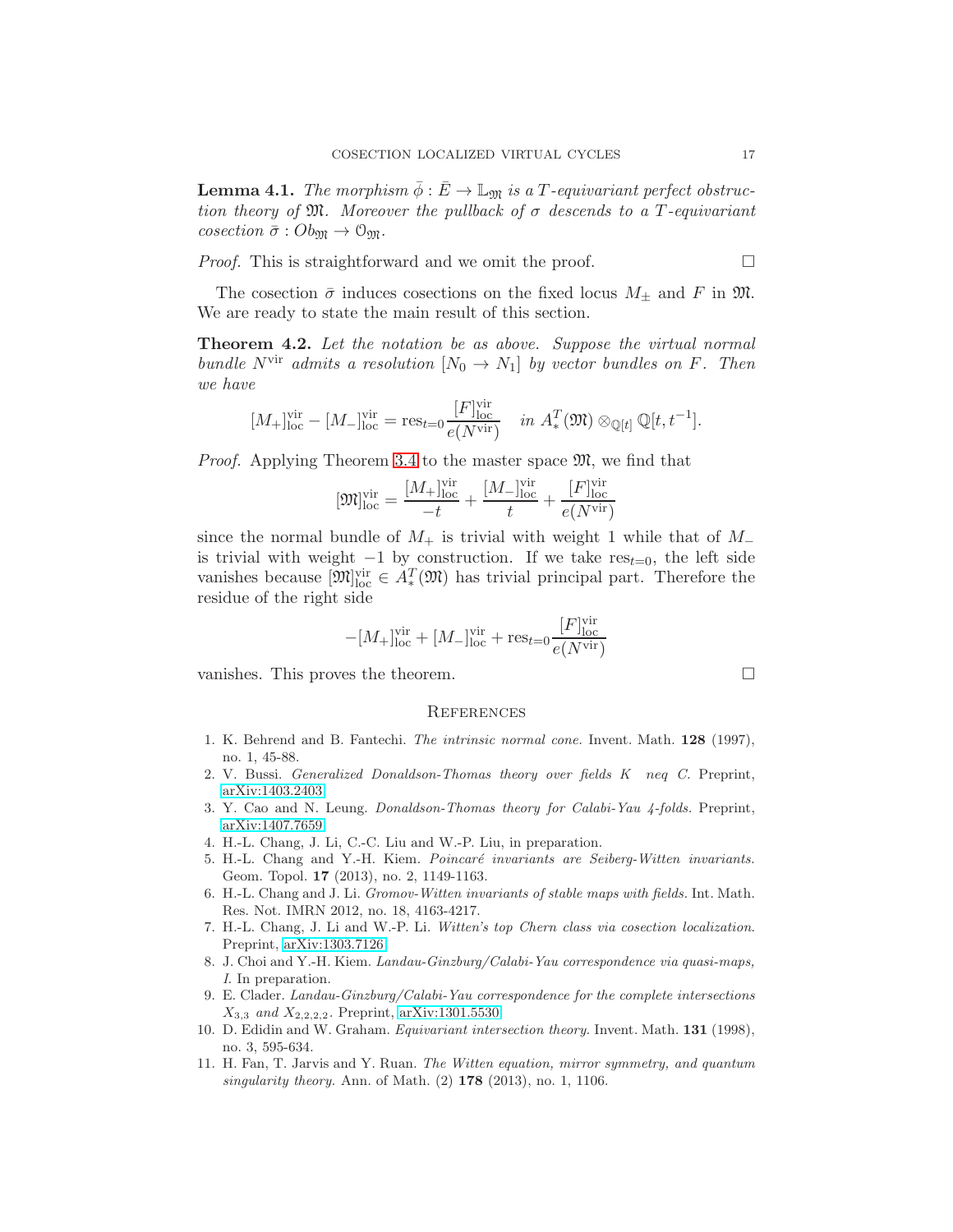**Lemma 4.1.** *The morphism $\bar{\phi} : \bar{E} \to \mathbb{L}_{\mathfrak{M}}$ is a $T$-equivariant perfect obstruction theory of $\mathfrak{M}$. Moreover the pullback of $\sigma$ descends to a $T$-equivariant cosection $\bar{\sigma} : Ob_{\mathfrak{M}} \to \mathcal{O}_{\mathfrak{M}}$.*

*Proof.* This is straightforward and we omit the proof. □

The cosection $\bar{\sigma}$ induces cosections on the fixed locus $M_{\pm}$ and $F$ in $\mathfrak{M}$. We are ready to state the main result of this section.

**Theorem 4.2.** *Let the notation be as above. Suppose the virtual normal bundle $N^{\mathrm{vir}}$ admits a resolution $[N_0 \to N_1]$ by vector bundles on $F$. Then we have*

$$[M_+]^{\mathrm{vir}}_{\mathrm{loc}} - [M_-]^{\mathrm{vir}}_{\mathrm{loc}} = \mathrm{res}_{t=0} \frac{[F]^{\mathrm{vir}}_{\mathrm{loc}}}{e(N^{\mathrm{vir}})} \quad \text{in } A^T_*(\mathfrak{M}) \otimes_{\mathbb{Q}[t]} \mathbb{Q}[t, t^{-1}].$$

*Proof.* Applying Theorem 3.4 to the master space $\mathfrak{M}$, we find that

$$[\mathfrak{M}]^{\mathrm{vir}}_{\mathrm{loc}} = \frac{[M_+]^{\mathrm{vir}}_{\mathrm{loc}}}{-t} + \frac{[M_-]^{\mathrm{vir}}_{\mathrm{loc}}}{t} + \frac{[F]^{\mathrm{vir}}_{\mathrm{loc}}}{e(N^{\mathrm{vir}})}$$

since the normal bundle of $M_+$ is trivial with weight 1 while that of $M_-$ is trivial with weight $-1$ by construction. If we take $\mathrm{res}_{t=0}$, the left side vanishes because $[\mathfrak{M}]^{\mathrm{vir}}_{\mathrm{loc}} \in A^T_*(\mathfrak{M})$ has trivial principal part. Therefore the residue of the right side

$$-[M_+]^{\mathrm{vir}}_{\mathrm{loc}} + [M_-]^{\mathrm{vir}}_{\mathrm{loc}} + \mathrm{res}_{t=0} \frac{[F]^{\mathrm{vir}}_{\mathrm{loc}}}{e(N^{\mathrm{vir}})}$$

vanishes. This proves the theorem. □

## References

1. K. Behrend and B. Fantechi. *The intrinsic normal cone.* Invent. Math. **128** (1997), no. 1, 45-88.
2. V. Bussi. *Generalized Donaldson-Thomas theory over fields K neq C.* Preprint, arXiv:1403.2403
3. Y. Cao and N. Leung. *Donaldson-Thomas theory for Calabi-Yau 4-folds.* Preprint, arXiv:1407.7659
4. H.-L. Chang, J. Li, C.-C. Liu and W.-P. Liu, in preparation.
5. H.-L. Chang and Y.-H. Kiem. *Poincaré invariants are Seiberg-Witten invariants.* Geom. Topol. **17** (2013), no. 2, 1149-1163.
6. H.-L. Chang and J. Li. *Gromov-Witten invariants of stable maps with fields.* Int. Math. Res. Not. IMRN 2012, no. 18, 4163-4217.
7. H.-L. Chang, J. Li and W.-P. Li. *Witten's top Chern class via cosection localization.* Preprint, arXiv:1303.7126
8. J. Choi and Y.-H. Kiem. *Landau-Ginzburg/Calabi-Yau correspondence via quasi-maps, I.* In preparation.
9. E. Clader. *Landau-Ginzburg/Calabi-Yau correspondence for the complete intersections $X_{3,3}$ and $X_{2,2,2,2}$.* Preprint, arXiv:1301.5530
10. D. Edidin and W. Graham. *Equivariant intersection theory.* Invent. Math. **131** (1998), no. 3, 595-634.
11. H. Fan, T. Jarvis and Y. Ruan. *The Witten equation, mirror symmetry, and quantum singularity theory.* Ann. of Math. (2) **178** (2013), no. 1, 1106.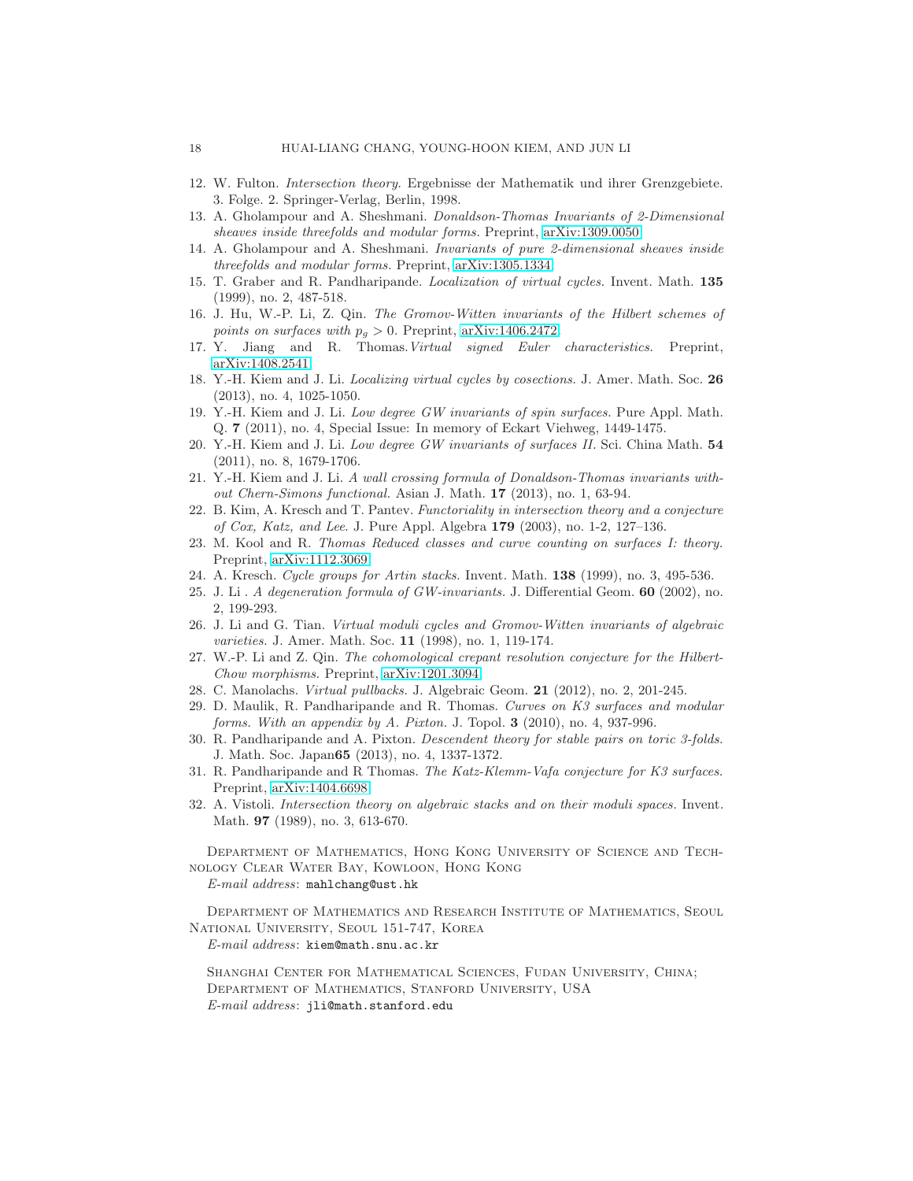12. W. Fulton. *Intersection theory.* Ergebnisse der Mathematik und ihrer Grenzgebiete. 3. Folge. 2. Springer-Verlag, Berlin, 1998.
13. A. Gholampour and A. Sheshmani. *Donaldson-Thomas Invariants of 2-Dimensional sheaves inside threefolds and modular forms.* Preprint, arXiv:1309.0050.
14. A. Gholampour and A. Sheshmani. *Invariants of pure 2-dimensional sheaves inside threefolds and modular forms.* Preprint, arXiv:1305.1334.
15. T. Graber and R. Pandharipande. *Localization of virtual cycles.* Invent. Math. **135** (1999), no. 2, 487-518.
16. J. Hu, W.-P. Li, Z. Qin. *The Gromov-Witten invariants of the Hilbert schemes of points on surfaces with $p_g > 0$.* Preprint, arXiv:1406.2472.
17. Y. Jiang and R. Thomas. *Virtual signed Euler characteristics.* Preprint, arXiv:1408.2541.
18. Y.-H. Kiem and J. Li. *Localizing virtual cycles by cosections.* J. Amer. Math. Soc. **26** (2013), no. 4, 1025-1050.
19. Y.-H. Kiem and J. Li. *Low degree GW invariants of spin surfaces.* Pure Appl. Math. Q. **7** (2011), no. 4, Special Issue: In memory of Eckart Viehweg, 1449-1475.
20. Y.-H. Kiem and J. Li. *Low degree GW invariants of surfaces II.* Sci. China Math. **54** (2011), no. 8, 1679-1706.
21. Y.-H. Kiem and J. Li. *A wall crossing formula of Donaldson-Thomas invariants without Chern-Simons functional.* Asian J. Math. **17** (2013), no. 1, 63-94.
22. B. Kim, A. Kresch and T. Pantev. *Functoriality in intersection theory and a conjecture of Cox, Katz, and Lee.* J. Pure Appl. Algebra **179** (2003), no. 1-2, 127–136.
23. M. Kool and R. *Thomas Reduced classes and curve counting on surfaces I: theory.* Preprint, arXiv:1112.3069.
24. A. Kresch. *Cycle groups for Artin stacks.* Invent. Math. **138** (1999), no. 3, 495-536.
25. J. Li . *A degeneration formula of GW-invariants.* J. Differential Geom. **60** (2002), no. 2, 199-293.
26. J. Li and G. Tian. *Virtual moduli cycles and Gromov-Witten invariants of algebraic varieties.* J. Amer. Math. Soc. **11** (1998), no. 1, 119-174.
27. W.-P. Li and Z. Qin. *The cohomological crepant resolution conjecture for the Hilbert-Chow morphisms.* Preprint, arXiv:1201.3094.
28. C. Manolachs. *Virtual pullbacks.* J. Algebraic Geom. **21** (2012), no. 2, 201-245.
29. D. Maulik, R. Pandharipande and R. Thomas. *Curves on K3 surfaces and modular forms. With an appendix by A. Pixton.* J. Topol. **3** (2010), no. 4, 937-996.
30. R. Pandharipande and A. Pixton. *Descendent theory for stable pairs on toric 3-folds.* J. Math. Soc. Japan**65** (2013), no. 4, 1337-1372.
31. R. Pandharipande and R Thomas. *The Katz-Klemm-Vafa conjecture for K3 surfaces.* Preprint, arXiv:1404.6698.
32. A. Vistoli. *Intersection theory on algebraic stacks and on their moduli spaces.* Invent. Math. **97** (1989), no. 3, 613-670.

Department of Mathematics, Hong Kong University of Science and Technology Clear Water Bay, Kowloon, Hong Kong
*E-mail address*: mahlchang@ust.hk

Department of Mathematics and Research Institute of Mathematics, Seoul National University, Seoul 151-747, Korea
*E-mail address*: kiem@math.snu.ac.kr

Shanghai Center for Mathematical Sciences, Fudan University, China; Department of Mathematics, Stanford University, USA
*E-mail address*: jli@math.stanford.edu